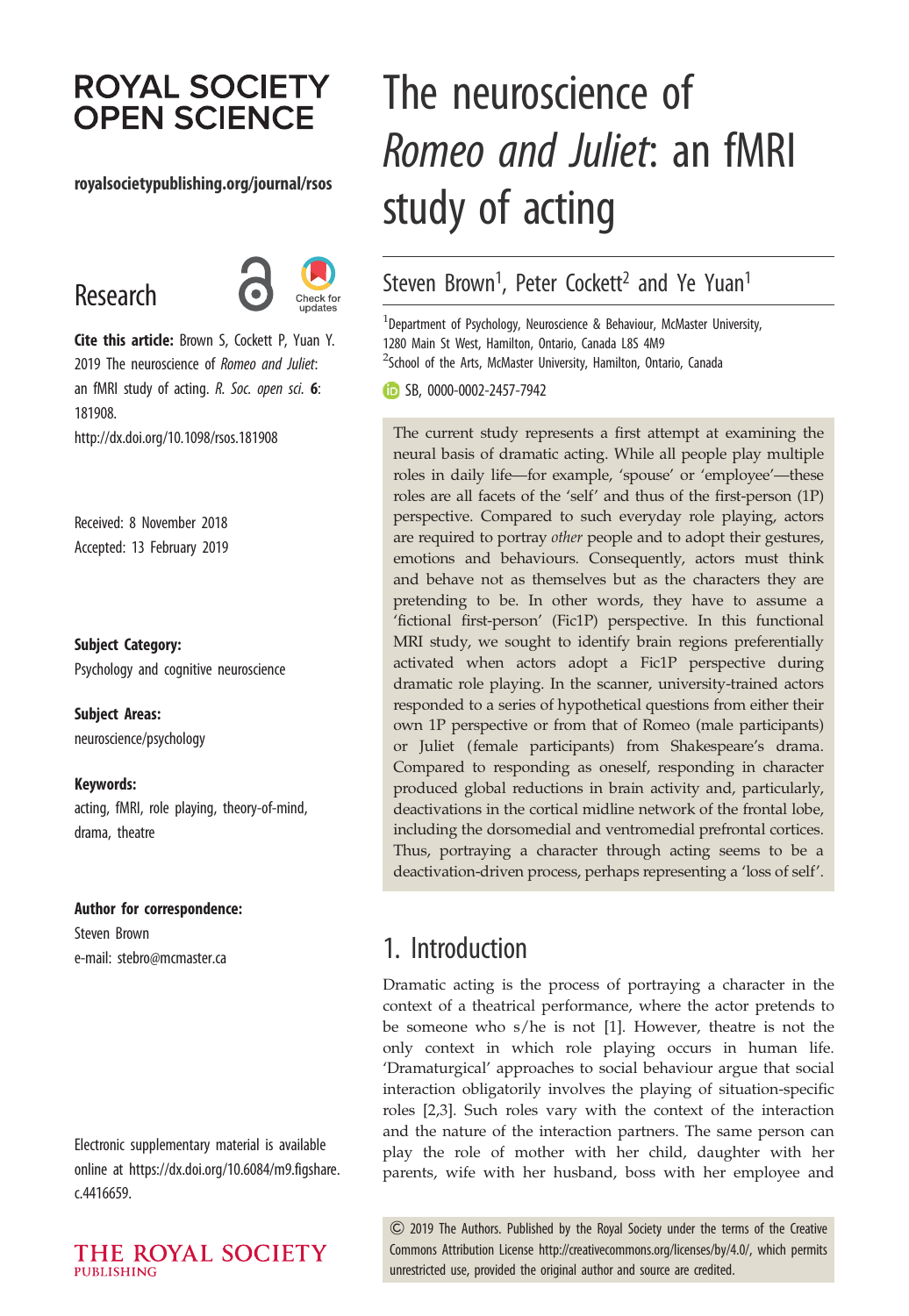# The neuroscience of *Romeo and Juliet*: an fMRI study of acting

Steven Brown[1], Peter Cockett[2] and Ye Yuan[1]

[1]Department of Psychology, Neuroscience & Behaviour, McMaster University, 1280 Main St West, Hamilton, Ontario, Canada L8S 4M9

[2]School of the Arts, McMaster University, Hamilton, Ontario, Canada

SB, 0000-0002-2457-7942

**Cite this article:** Brown S, Cockett P, Yuan Y. 2019 The neuroscience of *Romeo and Juliet*: an fMRI study of acting. *R. Soc. open sci.* **6**: 181908.
http://dx.doi.org/10.1098/rsos.181908

Received: 8 November 2018
Accepted: 13 February 2019

**Subject Category:**
Psychology and cognitive neuroscience

**Subject Areas:**
neuroscience/psychology

**Keywords:**
acting, fMRI, role playing, theory-of-mind, drama, theatre

**Author for correspondence:**
Steven Brown
e-mail: stebro@mcmaster.ca

Electronic supplementary material is available online at https://dx.doi.org/10.6084/m9.figshare.c.4416659.

The current study represents a first attempt at examining the neural basis of dramatic acting. While all people play multiple roles in daily life—for example, 'spouse' or 'employee'—these roles are all facets of the 'self' and thus of the first-person (1P) perspective. Compared to such everyday role playing, actors are required to portray *other* people and to adopt their gestures, emotions and behaviours. Consequently, actors must think and behave not as themselves but as the characters they are pretending to be. In other words, they have to assume a 'fictional first-person' (Fic1P) perspective. In this functional MRI study, we sought to identify brain regions preferentially activated when actors adopt a Fic1P perspective during dramatic role playing. In the scanner, university-trained actors responded to a series of hypothetical questions from either their own 1P perspective or from that of Romeo (male participants) or Juliet (female participants) from Shakespeare's drama. Compared to responding as oneself, responding in character produced global reductions in brain activity and, particularly, deactivations in the cortical midline network of the frontal lobe, including the dorsomedial and ventromedial prefrontal cortices. Thus, portraying a character through acting seems to be a deactivation-driven process, perhaps representing a 'loss of self'.

## 1. Introduction

Dramatic acting is the process of portraying a character in the context of a theatrical performance, where the actor pretends to be someone who s/he is not [1]. However, theatre is not the only context in which role playing occurs in human life. 'Dramaturgical' approaches to social behaviour argue that social interaction obligatorily involves the playing of situation-specific roles [2,3]. Such roles vary with the context of the interaction and the nature of the interaction partners. The same person can play the role of mother with her child, daughter with her parents, wife with her husband, boss with her employee and

© 2019 The Authors. Published by the Royal Society under the terms of the Creative Commons Attribution License http://creativecommons.org/licenses/by/4.0/, which permits unrestricted use, provided the original author and source are credited.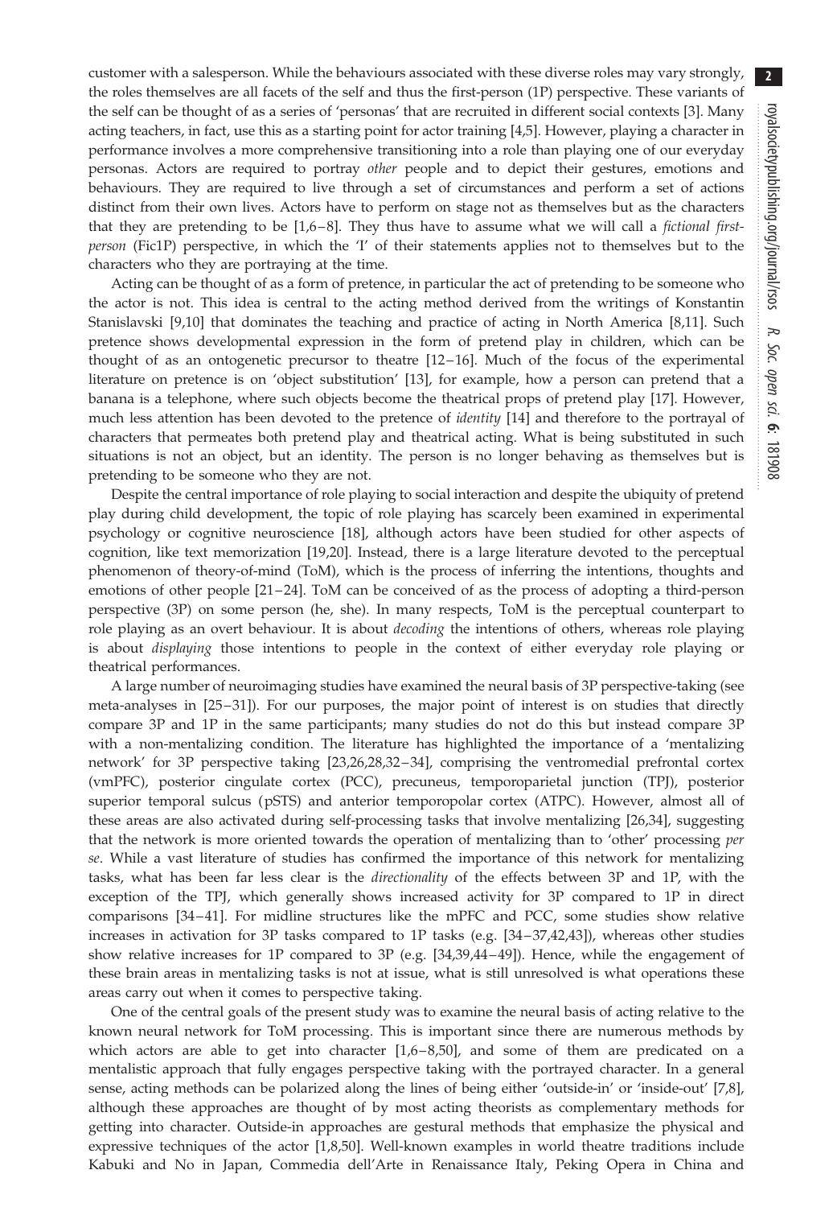customer with a salesperson. While the behaviours associated with these diverse roles may vary strongly, the roles themselves are all facets of the self and thus the first-person (1P) perspective. These variants of the self can be thought of as a series of 'personas' that are recruited in different social contexts [3]. Many acting teachers, in fact, use this as a starting point for actor training [4,5]. However, playing a character in performance involves a more comprehensive transitioning into a role than playing one of our everyday personas. Actors are required to portray *other* people and to depict their gestures, emotions and behaviours. They are required to live through a set of circumstances and perform a set of actions distinct from their own lives. Actors have to perform on stage not as themselves but as the characters that they are pretending to be [1,6–8]. They thus have to assume what we will call a *fictional first-person* (Fic1P) perspective, in which the 'I' of their statements applies not to themselves but to the characters who they are portraying at the time.

Acting can be thought of as a form of pretence, in particular the act of pretending to be someone who the actor is not. This idea is central to the acting method derived from the writings of Konstantin Stanislavski [9,10] that dominates the teaching and practice of acting in North America [8,11]. Such pretence shows developmental expression in the form of pretend play in children, which can be thought of as an ontogenetic precursor to theatre [12–16]. Much of the focus of the experimental literature on pretence is on 'object substitution' [13], for example, how a person can pretend that a banana is a telephone, where such objects become the theatrical props of pretend play [17]. However, much less attention has been devoted to the pretence of *identity* [14] and therefore to the portrayal of characters that permeates both pretend play and theatrical acting. What is being substituted in such situations is not an object, but an identity. The person is no longer behaving as themselves but is pretending to be someone who they are not.

Despite the central importance of role playing to social interaction and despite the ubiquity of pretend play during child development, the topic of role playing has scarcely been examined in experimental psychology or cognitive neuroscience [18], although actors have been studied for other aspects of cognition, like text memorization [19,20]. Instead, there is a large literature devoted to the perceptual phenomenon of theory-of-mind (ToM), which is the process of inferring the intentions, thoughts and emotions of other people [21–24]. ToM can be conceived of as the process of adopting a third-person perspective (3P) on some person (he, she). In many respects, ToM is the perceptual counterpart to role playing as an overt behaviour. It is about *decoding* the intentions of others, whereas role playing is about *displaying* those intentions to people in the context of either everyday role playing or theatrical performances.

A large number of neuroimaging studies have examined the neural basis of 3P perspective-taking (see meta-analyses in [25–31]). For our purposes, the major point of interest is on studies that directly compare 3P and 1P in the same participants; many studies do not do this but instead compare 3P with a non-mentalizing condition. The literature has highlighted the importance of a 'mentalizing network' for 3P perspective taking [23,26,28,32–34], comprising the ventromedial prefrontal cortex (vmPFC), posterior cingulate cortex (PCC), precuneus, temporoparietal junction (TPJ), posterior superior temporal sulcus (pSTS) and anterior temporopolar cortex (ATPC). However, almost all of these areas are also activated during self-processing tasks that involve mentalizing [26,34], suggesting that the network is more oriented towards the operation of mentalizing than to 'other' processing *per se*. While a vast literature of studies has confirmed the importance of this network for mentalizing tasks, what has been far less clear is the *directionality* of the effects between 3P and 1P, with the exception of the TPJ, which generally shows increased activity for 3P compared to 1P in direct comparisons [34–41]. For midline structures like the mPFC and PCC, some studies show relative increases in activation for 3P tasks compared to 1P tasks (e.g. [34–37,42,43]), whereas other studies show relative increases for 1P compared to 3P (e.g. [34,39,44–49]). Hence, while the engagement of these brain areas in mentalizing tasks is not at issue, what is still unresolved is what operations these areas carry out when it comes to perspective taking.

One of the central goals of the present study was to examine the neural basis of acting relative to the known neural network for ToM processing. This is important since there are numerous methods by which actors are able to get into character [1,6–8,50], and some of them are predicated on a mentalistic approach that fully engages perspective taking with the portrayed character. In a general sense, acting methods can be polarized along the lines of being either 'outside-in' or 'inside-out' [7,8], although these approaches are thought of by most acting theorists as complementary methods for getting into character. Outside-in approaches are gestural methods that emphasize the physical and expressive techniques of the actor [1,8,50]. Well-known examples in world theatre traditions include Kabuki and No in Japan, Commedia dell'Arte in Renaissance Italy, Peking Opera in China and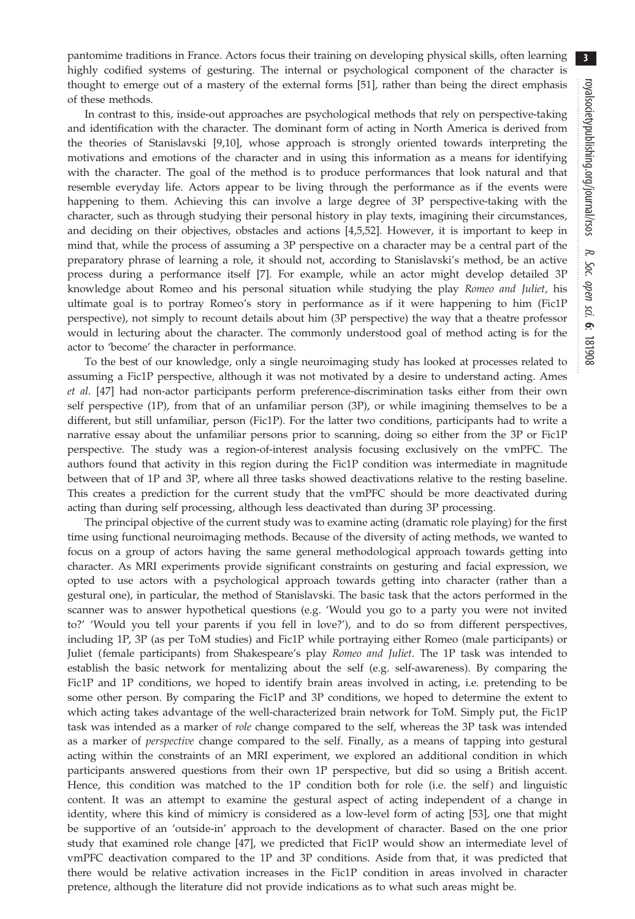pantomime traditions in France. Actors focus their training on developing physical skills, often learning highly codified systems of gesturing. The internal or psychological component of the character is thought to emerge out of a mastery of the external forms [51], rather than being the direct emphasis of these methods.

In contrast to this, inside-out approaches are psychological methods that rely on perspective-taking and identification with the character. The dominant form of acting in North America is derived from the theories of Stanislavski [9,10], whose approach is strongly oriented towards interpreting the motivations and emotions of the character and in using this information as a means for identifying with the character. The goal of the method is to produce performances that look natural and that resemble everyday life. Actors appear to be living through the performance as if the events were happening to them. Achieving this can involve a large degree of 3P perspective-taking with the character, such as through studying their personal history in play texts, imagining their circumstances, and deciding on their objectives, obstacles and actions [4,5,52]. However, it is important to keep in mind that, while the process of assuming a 3P perspective on a character may be a central part of the preparatory phrase of learning a role, it should not, according to Stanislavski's method, be an active process during a performance itself [7]. For example, while an actor might develop detailed 3P knowledge about Romeo and his personal situation while studying the play *Romeo and Juliet*, his ultimate goal is to portray Romeo's story in performance as if it were happening to him (Fic1P perspective), not simply to recount details about him (3P perspective) the way that a theatre professor would in lecturing about the character. The commonly understood goal of method acting is for the actor to 'become' the character in performance.

To the best of our knowledge, only a single neuroimaging study has looked at processes related to assuming a Fic1P perspective, although it was not motivated by a desire to understand acting. Ames *et al*. [47] had non-actor participants perform preference-discrimination tasks either from their own self perspective (1P), from that of an unfamiliar person (3P), or while imagining themselves to be a different, but still unfamiliar, person (Fic1P). For the latter two conditions, participants had to write a narrative essay about the unfamiliar persons prior to scanning, doing so either from the 3P or Fic1P perspective. The study was a region-of-interest analysis focusing exclusively on the vmPFC. The authors found that activity in this region during the Fic1P condition was intermediate in magnitude between that of 1P and 3P, where all three tasks showed deactivations relative to the resting baseline. This creates a prediction for the current study that the vmPFC should be more deactivated during acting than during self processing, although less deactivated than during 3P processing.

The principal objective of the current study was to examine acting (dramatic role playing) for the first time using functional neuroimaging methods. Because of the diversity of acting methods, we wanted to focus on a group of actors having the same general methodological approach towards getting into character. As MRI experiments provide significant constraints on gesturing and facial expression, we opted to use actors with a psychological approach towards getting into character (rather than a gestural one), in particular, the method of Stanislavski. The basic task that the actors performed in the scanner was to answer hypothetical questions (e.g. 'Would you go to a party you were not invited to?' 'Would you tell your parents if you fell in love?'), and to do so from different perspectives, including 1P, 3P (as per ToM studies) and Fic1P while portraying either Romeo (male participants) or Juliet (female participants) from Shakespeare's play *Romeo and Juliet*. The 1P task was intended to establish the basic network for mentalizing about the self (e.g. self-awareness). By comparing the Fic1P and 1P conditions, we hoped to identify brain areas involved in acting, i.e. pretending to be some other person. By comparing the Fic1P and 3P conditions, we hoped to determine the extent to which acting takes advantage of the well-characterized brain network for ToM. Simply put, the Fic1P task was intended as a marker of *role* change compared to the self, whereas the 3P task was intended as a marker of *perspective* change compared to the self. Finally, as a means of tapping into gestural acting within the constraints of an MRI experiment, we explored an additional condition in which participants answered questions from their own 1P perspective, but did so using a British accent. Hence, this condition was matched to the 1P condition both for role (i.e. the self) and linguistic content. It was an attempt to examine the gestural aspect of acting independent of a change in identity, where this kind of mimicry is considered as a low-level form of acting [53], one that might be supportive of an 'outside-in' approach to the development of character. Based on the one prior study that examined role change [47], we predicted that Fic1P would show an intermediate level of vmPFC deactivation compared to the 1P and 3P conditions. Aside from that, it was predicted that there would be relative activation increases in the Fic1P condition in areas involved in character pretence, although the literature did not provide indications as to what such areas might be.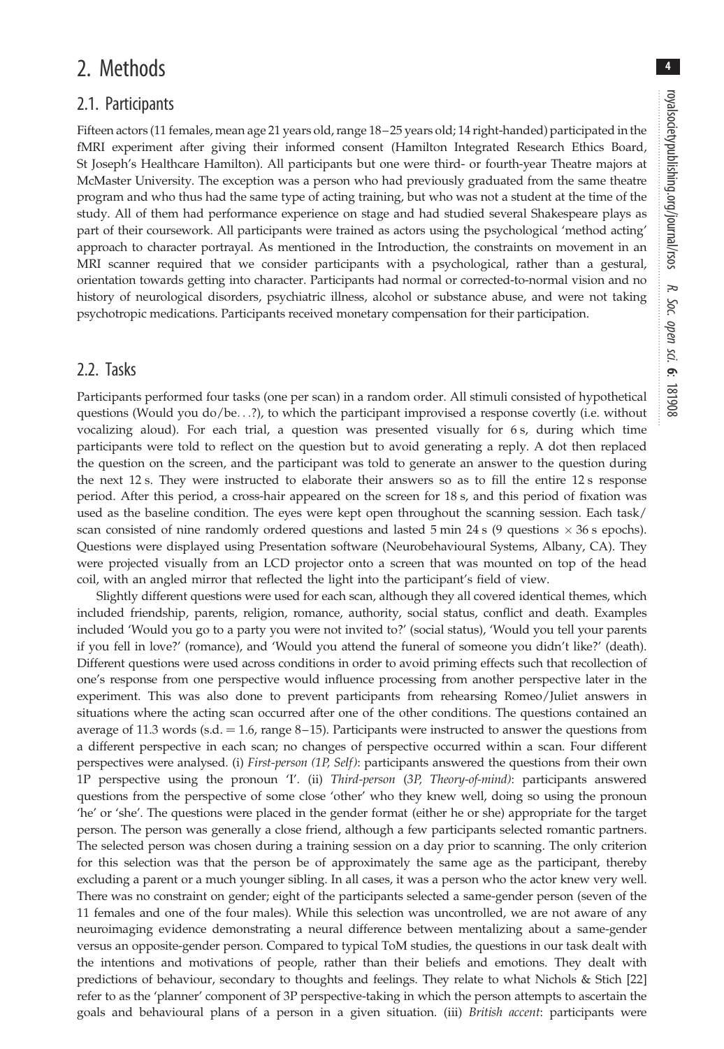# 2. Methods

## 2.1. Participants

Fifteen actors (11 females, mean age 21 years old, range 18–25 years old; 14 right-handed) participated in the fMRI experiment after giving their informed consent (Hamilton Integrated Research Ethics Board, St Joseph's Healthcare Hamilton). All participants but one were third- or fourth-year Theatre majors at McMaster University. The exception was a person who had previously graduated from the same theatre program and who thus had the same type of acting training, but who was not a student at the time of the study. All of them had performance experience on stage and had studied several Shakespeare plays as part of their coursework. All participants were trained as actors using the psychological 'method acting' approach to character portrayal. As mentioned in the Introduction, the constraints on movement in an MRI scanner required that we consider participants with a psychological, rather than a gestural, orientation towards getting into character. Participants had normal or corrected-to-normal vision and no history of neurological disorders, psychiatric illness, alcohol or substance abuse, and were not taking psychotropic medications. Participants received monetary compensation for their participation.

## 2.2. Tasks

Participants performed four tasks (one per scan) in a random order. All stimuli consisted of hypothetical questions (Would you do/be…?), to which the participant improvised a response covertly (i.e. without vocalizing aloud). For each trial, a question was presented visually for 6 s, during which time participants were told to reflect on the question but to avoid generating a reply. A dot then replaced the question on the screen, and the participant was told to generate an answer to the question during the next 12 s. They were instructed to elaborate their answers so as to fill the entire 12 s response period. After this period, a cross-hair appeared on the screen for 18 s, and this period of fixation was used as the baseline condition. The eyes were kept open throughout the scanning session. Each task/scan consisted of nine randomly ordered questions and lasted 5 min 24 s (9 questions × 36 s epochs). Questions were displayed using Presentation software (Neurobehavioural Systems, Albany, CA). They were projected visually from an LCD projector onto a screen that was mounted on top of the head coil, with an angled mirror that reflected the light into the participant's field of view.

Slightly different questions were used for each scan, although they all covered identical themes, which included friendship, parents, religion, romance, authority, social status, conflict and death. Examples included 'Would you go to a party you were not invited to?' (social status), 'Would you tell your parents if you fell in love?' (romance), and 'Would you attend the funeral of someone you didn't like?' (death). Different questions were used across conditions in order to avoid priming effects such that recollection of one's response from one perspective would influence processing from another perspective later in the experiment. This was also done to prevent participants from rehearsing Romeo/Juliet answers in situations where the acting scan occurred after one of the other conditions. The questions contained an average of 11.3 words (s.d. = 1.6, range 8–15). Participants were instructed to answer the questions from a different perspective in each scan; no changes of perspective occurred within a scan. Four different perspectives were analysed. (i) *First-person (1P, Self)*: participants answered the questions from their own 1P perspective using the pronoun 'I'. (ii) *Third-person (3P, Theory-of-mind)*: participants answered questions from the perspective of some close 'other' who they knew well, doing so using the pronoun 'he' or 'she'. The questions were placed in the gender format (either he or she) appropriate for the target person. The person was generally a close friend, although a few participants selected romantic partners. The selected person was chosen during a training session on a day prior to scanning. The only criterion for this selection was that the person be of approximately the same age as the participant, thereby excluding a parent or a much younger sibling. In all cases, it was a person who the actor knew very well. There was no constraint on gender; eight of the participants selected a same-gender person (seven of the 11 females and one of the four males). While this selection was uncontrolled, we are not aware of any neuroimaging evidence demonstrating a neural difference between mentalizing about a same-gender versus an opposite-gender person. Compared to typical ToM studies, the questions in our task dealt with the intentions and motivations of people, rather than their beliefs and emotions. They dealt with predictions of behaviour, secondary to thoughts and feelings. They relate to what Nichols & Stich [22] refer to as the 'planner' component of 3P perspective-taking in which the person attempts to ascertain the goals and behavioural plans of a person in a given situation. (iii) *British accent*: participants were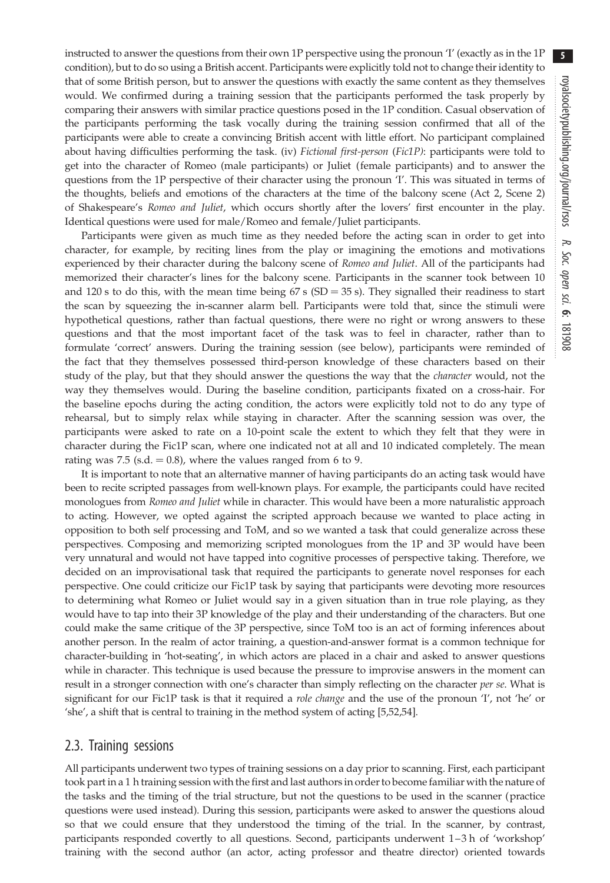instructed to answer the questions from their own 1P perspective using the pronoun 'I' (exactly as in the 1P condition), but to do so using a British accent. Participants were explicitly told not to change their identity to that of some British person, but to answer the questions with exactly the same content as they themselves would. We confirmed during a training session that the participants performed the task properly by comparing their answers with similar practice questions posed in the 1P condition. Casual observation of the participants performing the task vocally during the training session confirmed that all of the participants were able to create a convincing British accent with little effort. No participant complained about having difficulties performing the task. (iv) *Fictional first-person* (*Fic1P*): participants were told to get into the character of Romeo (male participants) or Juliet (female participants) and to answer the questions from the 1P perspective of their character using the pronoun 'I'. This was situated in terms of the thoughts, beliefs and emotions of the characters at the time of the balcony scene (Act 2, Scene 2) of Shakespeare's *Romeo and Juliet*, which occurs shortly after the lovers' first encounter in the play. Identical questions were used for male/Romeo and female/Juliet participants.

Participants were given as much time as they needed before the acting scan in order to get into character, for example, by reciting lines from the play or imagining the emotions and motivations experienced by their character during the balcony scene of *Romeo and Juliet*. All of the participants had memorized their character's lines for the balcony scene. Participants in the scanner took between 10 and 120 s to do this, with the mean time being 67 s (SD = 35 s). They signalled their readiness to start the scan by squeezing the in-scanner alarm bell. Participants were told that, since the stimuli were hypothetical questions, rather than factual questions, there were no right or wrong answers to these questions and that the most important facet of the task was to feel in character, rather than to formulate 'correct' answers. During the training session (see below), participants were reminded of the fact that they themselves possessed third-person knowledge of these characters based on their study of the play, but that they should answer the questions the way that the *character* would, not the way they themselves would. During the baseline condition, participants fixated on a cross-hair. For the baseline epochs during the acting condition, the actors were explicitly told not to do any type of rehearsal, but to simply relax while staying in character. After the scanning session was over, the participants were asked to rate on a 10-point scale the extent to which they felt that they were in character during the Fic1P scan, where one indicated not at all and 10 indicated completely. The mean rating was 7.5 (s.d. = 0.8), where the values ranged from 6 to 9.

It is important to note that an alternative manner of having participants do an acting task would have been to recite scripted passages from well-known plays. For example, the participants could have recited monologues from *Romeo and Juliet* while in character. This would have been a more naturalistic approach to acting. However, we opted against the scripted approach because we wanted to place acting in opposition to both self processing and ToM, and so we wanted a task that could generalize across these perspectives. Composing and memorizing scripted monologues from the 1P and 3P would have been very unnatural and would not have tapped into cognitive processes of perspective taking. Therefore, we decided on an improvisational task that required the participants to generate novel responses for each perspective. One could criticize our Fic1P task by saying that participants were devoting more resources to determining what Romeo or Juliet would say in a given situation than in true role playing, as they would have to tap into their 3P knowledge of the play and their understanding of the characters. But one could make the same critique of the 3P perspective, since ToM too is an act of forming inferences about another person. In the realm of actor training, a question-and-answer format is a common technique for character-building in 'hot-seating', in which actors are placed in a chair and asked to answer questions while in character. This technique is used because the pressure to improvise answers in the moment can result in a stronger connection with one's character than simply reflecting on the character *per se*. What is significant for our Fic1P task is that it required a *role change* and the use of the pronoun 'I', not 'he' or 'she', a shift that is central to training in the method system of acting [5,52,54].

## 2.3. Training sessions

All participants underwent two types of training sessions on a day prior to scanning. First, each participant took part in a 1 h training session with the first and last authors in order to become familiar with the nature of the tasks and the timing of the trial structure, but not the questions to be used in the scanner (practice questions were used instead). During this session, participants were asked to answer the questions aloud so that we could ensure that they understood the timing of the trial. In the scanner, by contrast, participants responded covertly to all questions. Second, participants underwent 1–3 h of 'workshop' training with the second author (an actor, acting professor and theatre director) oriented towards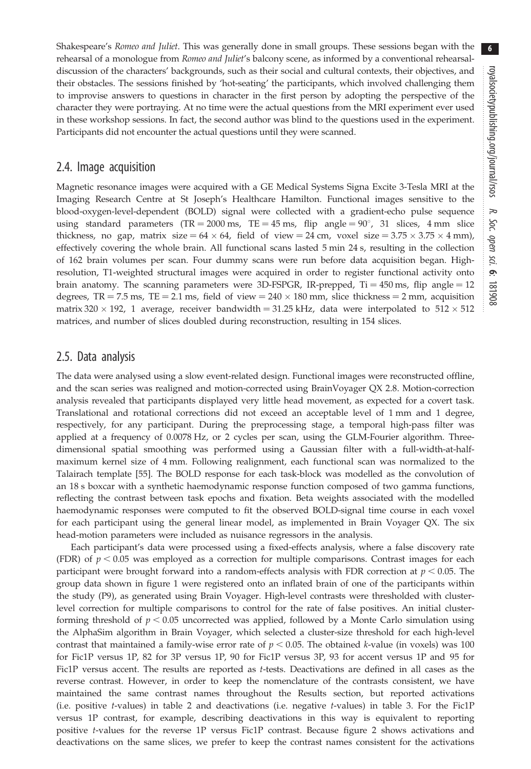Shakespeare's *Romeo and Juliet*. This was generally done in small groups. These sessions began with the rehearsal of a monologue from *Romeo and Juliet*'s balcony scene, as informed by a conventional rehearsal-discussion of the characters' backgrounds, such as their social and cultural contexts, their objectives, and their obstacles. The sessions finished by 'hot-seating' the participants, which involved challenging them to improvise answers to questions in character in the first person by adopting the perspective of the character they were portraying. At no time were the actual questions from the MRI experiment ever used in these workshop sessions. In fact, the second author was blind to the questions used in the experiment. Participants did not encounter the actual questions until they were scanned.

## 2.4. Image acquisition

Magnetic resonance images were acquired with a GE Medical Systems Signa Excite 3-Tesla MRI at the Imaging Research Centre at St Joseph's Healthcare Hamilton. Functional images sensitive to the blood-oxygen-level-dependent (BOLD) signal were collected with a gradient-echo pulse sequence using standard parameters (TR = 2000 ms, TE = 45 ms, flip angle = 90°, 31 slices, 4 mm slice thickness, no gap, matrix size = $64 \times 64$, field of view = 24 cm, voxel size = $3.75 \times 3.75 \times 4$ mm), effectively covering the whole brain. All functional scans lasted 5 min 24 s, resulting in the collection of 162 brain volumes per scan. Four dummy scans were run before data acquisition began. High-resolution, T1-weighted structural images were acquired in order to register functional activity onto brain anatomy. The scanning parameters were 3D-FSPGR, IR-prepped, Ti = 450 ms, flip angle = 12 degrees, TR = 7.5 ms, TE = 2.1 ms, field of view = $240 \times 180$ mm, slice thickness = 2 mm, acquisition matrix $320 \times 192$, 1 average, receiver bandwidth = 31.25 kHz, data were interpolated to $512 \times 512$ matrices, and number of slices doubled during reconstruction, resulting in 154 slices.

## 2.5. Data analysis

The data were analysed using a slow event-related design. Functional images were reconstructed offline, and the scan series was realigned and motion-corrected using BrainVoyager QX 2.8. Motion-correction analysis revealed that participants displayed very little head movement, as expected for a covert task. Translational and rotational corrections did not exceed an acceptable level of 1 mm and 1 degree, respectively, for any participant. During the preprocessing stage, a temporal high-pass filter was applied at a frequency of 0.0078 Hz, or 2 cycles per scan, using the GLM-Fourier algorithm. Three-dimensional spatial smoothing was performed using a Gaussian filter with a full-width-at-half-maximum kernel size of 4 mm. Following realignment, each functional scan was normalized to the Talairach template [55]. The BOLD response for each task-block was modelled as the convolution of an 18 s boxcar with a synthetic haemodynamic response function composed of two gamma functions, reflecting the contrast between task epochs and fixation. Beta weights associated with the modelled haemodynamic responses were computed to fit the observed BOLD-signal time course in each voxel for each participant using the general linear model, as implemented in Brain Voyager QX. The six head-motion parameters were included as nuisance regressors in the analysis.

Each participant's data were processed using a fixed-effects analysis, where a false discovery rate (FDR) of $p < 0.05$ was employed as a correction for multiple comparisons. Contrast images for each participant were brought forward into a random-effects analysis with FDR correction at $p < 0.05$. The group data shown in figure 1 were registered onto an inflated brain of one of the participants within the study (P9), as generated using Brain Voyager. High-level contrasts were thresholded with cluster-level correction for multiple comparisons to control for the rate of false positives. An initial cluster-forming threshold of $p < 0.05$ uncorrected was applied, followed by a Monte Carlo simulation using the AlphaSim algorithm in Brain Voyager, which selected a cluster-size threshold for each high-level contrast that maintained a family-wise error rate of $p < 0.05$. The obtained $k$-value (in voxels) was 100 for Fic1P versus 1P, 82 for 3P versus 1P, 90 for Fic1P versus 3P, 93 for accent versus 1P and 95 for Fic1P versus accent. The results are reported as $t$-tests. Deactivations are defined in all cases as the reverse contrast. However, in order to keep the nomenclature of the contrasts consistent, we have maintained the same contrast names throughout the Results section, but reported activations (i.e. positive $t$-values) in table 2 and deactivations (i.e. negative $t$-values) in table 3. For the Fic1P versus 1P contrast, for example, describing deactivations in this way is equivalent to reporting positive $t$-values for the reverse 1P versus Fic1P contrast. Because figure 2 shows activations and deactivations on the same slices, we prefer to keep the contrast names consistent for the activations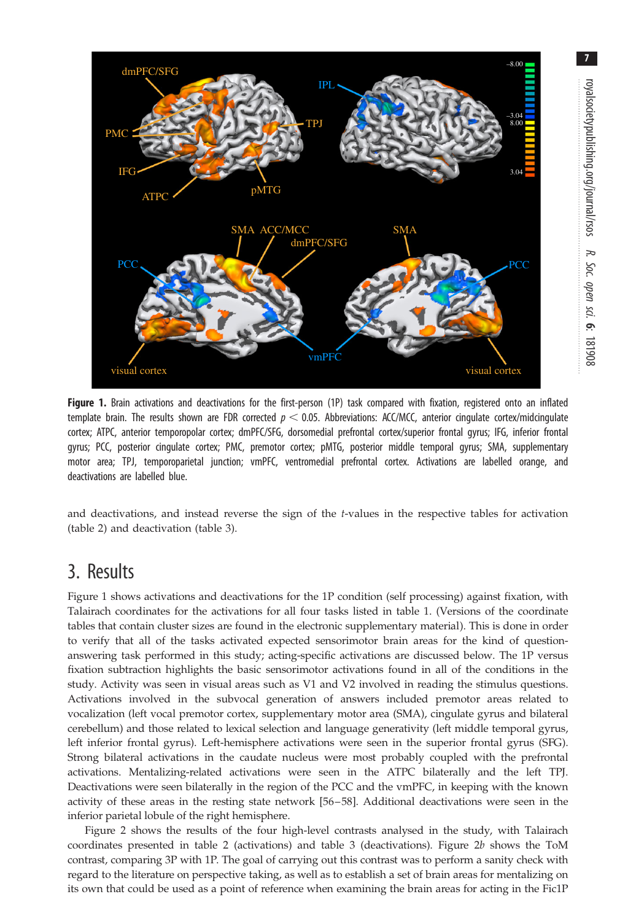**Figure 1.** Brain activations and deactivations for the first-person (1P) task compared with fixation, registered onto an inflated template brain. The results shown are FDR corrected $p < 0.05$. Abbreviations: ACC/MCC, anterior cingulate cortex/midcingulate cortex; ATPC, anterior temporopolar cortex; dmPFC/SFG, dorsomedial prefrontal cortex/superior frontal gyrus; IFG, inferior frontal gyrus; PCC, posterior cingulate cortex; PMC, premotor cortex; pMTG, posterior middle temporal gyrus; SMA, supplementary motor area; TPJ, temporoparietal junction; vmPFC, ventromedial prefrontal cortex. Activations are labelled orange, and deactivations are labelled blue.

and deactivations, and instead reverse the sign of the *t*-values in the respective tables for activation (table 2) and deactivation (table 3).

# 3. Results

Figure 1 shows activations and deactivations for the 1P condition (self processing) against fixation, with Talairach coordinates for the activations for all four tasks listed in table 1. (Versions of the coordinate tables that contain cluster sizes are found in the electronic supplementary material). This is done in order to verify that all of the tasks activated expected sensorimotor brain areas for the kind of question-answering task performed in this study; acting-specific activations are discussed below. The 1P versus fixation subtraction highlights the basic sensorimotor activations found in all of the conditions in the study. Activity was seen in visual areas such as V1 and V2 involved in reading the stimulus questions. Activations involved in the subvocal generation of answers included premotor areas related to vocalization (left vocal premotor cortex, supplementary motor area (SMA), cingulate gyrus and bilateral cerebellum) and those related to lexical selection and language generativity (left middle temporal gyrus, left inferior frontal gyrus). Left-hemisphere activations were seen in the superior frontal gyrus (SFG). Strong bilateral activations in the caudate nucleus were most probably coupled with the prefrontal activations. Mentalizing-related activations were seen in the ATPC bilaterally and the left TPJ. Deactivations were seen bilaterally in the region of the PCC and the vmPFC, in keeping with the known activity of these areas in the resting state network [56–58]. Additional deactivations were seen in the inferior parietal lobule of the right hemisphere.

Figure 2 shows the results of the four high-level contrasts analysed in the study, with Talairach coordinates presented in table 2 (activations) and table 3 (deactivations). Figure 2*b* shows the ToM contrast, comparing 3P with 1P. The goal of carrying out this contrast was to perform a sanity check with regard to the literature on perspective taking, as well as to establish a set of brain areas for mentalizing on its own that could be used as a point of reference when examining the brain areas for acting in the Fic1P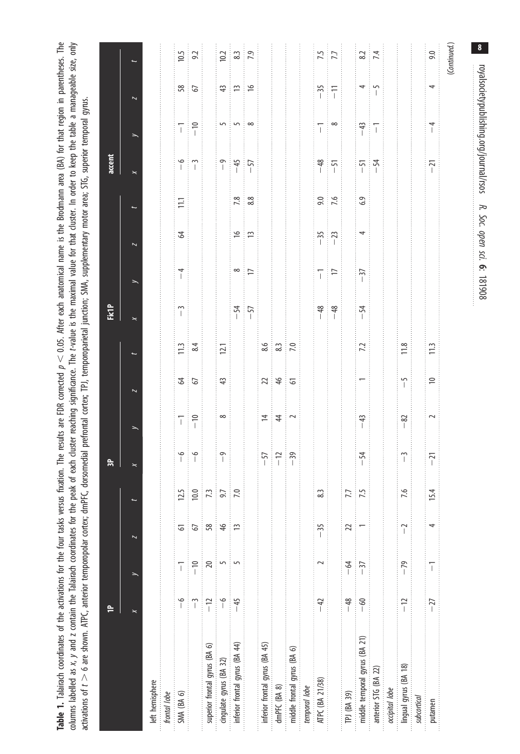**Table 1.** Talairach coordinates of the activations for the four tasks versus fixation. The results are FDR corrected $p < 0.05$. After each anatomical name is the Brodmann area (BA) for that region in parentheses. The columns labelled as *x*, *y* and *z* contain the Talairach coordinates for the peak of each cluster reaching significance. The *t*-value is the maximal value for that cluster. In order to keep the table a manageable size, only activations of $t > 6$ are shown. ATPC, anterior temporopolar cortex; dmPFC, dorsomedial prefrontal cortex; TPJ, temporoparietal junction; SMA, supplementary motor area; STG, superior temporal gyrus.

| | 1P | | | | 3P | | | | Fic1P | | | | accent | | | |
|---|---|---|---|---|---|---|---|---|---|---|---|---|---|---|---|---|
| | *x* | *y* | *z* | *t* | *x* | *y* | *z* | *t* | *x* | *y* | *z* | *t* | *x* | *y* | *z* | *t* |
| left hemisphere | | | | | | | | | | | | | | | | |
| *frontal lobe* | | | | | | | | | | | | | | | | |
| SMA (BA 6) | −6 | −1 | 61 | 12.5 | −6 | −1 | 64 | 11.3 | −3 | −4 | 64 | 11.1 | −6 | −1 | 58 | 10.5 |
| | −3 | −10 | 67 | 10.0 | −6 | −10 | 67 | 8.4 | | | | | −3 | −10 | 67 | 9.2 |
| superior frontal gyrus (BA 6) | −12 | 20 | 58 | 7.3 | | | | | | | | | | | | |
| cingulate gyrus (BA 32) | −6 | 5 | 46 | 9.7 | −9 | 8 | 43 | 12.1 | | | | | −9 | 5 | 43 | 10.2 |
| inferior frontal gyrus (BA 44) | −45 | 5 | 13 | 7.0 | | | | | −54 | 8 | 16 | 7.8 | −45 | 5 | 13 | 8.3 |
| | | | | | | | | | −57 | 17 | 13 | 8.8 | −57 | 8 | 16 | 7.9 |
| inferior frontal gyrus (BA 45) | | | | | −57 | 14 | 22 | 8.6 | | | | | | | | |
| dmPFC (BA 8) | | | | | −12 | 44 | 46 | 8.3 | | | | | | | | |
| middle frontal gyrus (BA 6) | | | | | −39 | 2 | 61 | 7.0 | | | | | | | | |
| *temporal lobe* | | | | | | | | | | | | | | | | |
| ATPC (BA 21/38) | −42 | 2 | −35 | 8.3 | | | | | −48 | −1 | −35 | 9.0 | −48 | −1 | −35 | 7.5 |
| | | | | | | | | | −48 | 17 | −23 | 7.6 | −51 | 8 | −11 | 7.7 |
| TPJ (BA 39) | −48 | −64 | 22 | 7.7 | | | | | | | | | | | | |
| middle temporal gyrus (BA 21) | −60 | −37 | 1 | 7.5 | −54 | −43 | 1 | 7.2 | −54 | −37 | 4 | 6.9 | −51 | −43 | 4 | 8.2 |
| anterior STG (BA 22) | | | | | | | | | | | | | −54 | −1 | −5 | 7.4 |
| *occipital lobe* | | | | | | | | | | | | | | | | |
| lingual gyrus (BA 18) | −12 | −79 | −2 | 7.6 | −3 | −82 | −5 | 11.8 | | | | | | | | |
| *subcortical* | | | | | | | | | | | | | | | | |
| putamen | −27 | −1 | 4 | 15.4 | −21 | 2 | 10 | 11.3 | | | | | −21 | −4 | 4 | 9.0 |

(*Continued.*)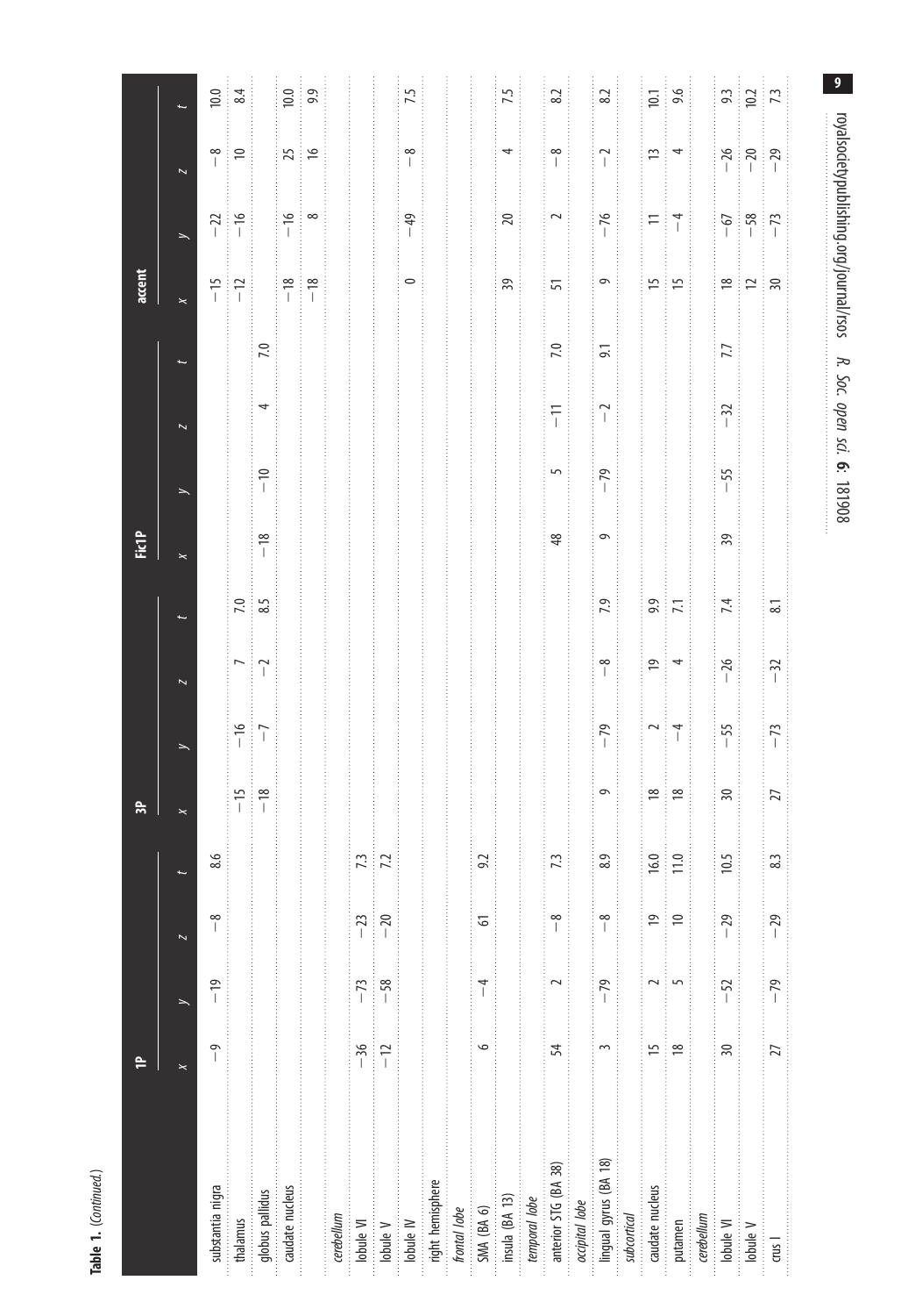**Table 1.** (*Continued.*)

| | 1P | | | | 3P | | | | Fic1P | | | | accent | | | |
|---|---|---|---|---|---|---|---|---|---|---|---|---|---|---|---|---|
| | *x* | *y* | *z* | *t* | *x* | *y* | *z* | *t* | *x* | *y* | *z* | *t* | *x* | *y* | *z* | *t* |
| substantia nigra | −9 | −19 | −8 | 8.6 | | | | | | | | | −15 | −22 | −8 | 10.0 |
| thalamus | | | | | −15 | −16 | 7 | 7.0 | | | | | −12 | −16 | 10 | 8.4 |
| globus pallidus | | | | | −18 | −7 | −2 | 8.5 | −18 | −10 | 4 | 7.0 | | | | |
| caudate nucleus | | | | | | | | | | | | | −18 | −16 | 25 | 10.0 |
| | | | | | | | | | | | | | −18 | 8 | 16 | 9.9 |
| *cerebellum* | | | | | | | | | | | | | | | | |
| lobule VI | −36 | −73 | −23 | 7.3 | | | | | | | | | | | | |
| lobule V | −12 | −58 | −20 | 7.2 | | | | | | | | | | | | |
| lobule IV | | | | | | | | | | | | | 0 | −49 | −8 | 7.5 |
| right hemisphere | | | | | | | | | | | | | | | | |
| *frontal lobe* | | | | | | | | | | | | | | | | |
| SMA (BA 6) | 6 | −4 | 61 | 9.2 | | | | | | | | | | | | |
| insula (BA 13) | | | | | | | | | | | | | 39 | 20 | 4 | 7.5 |
| *temporal lobe* | | | | | | | | | | | | | | | | |
| anterior STG (BA 38) | 54 | 2 | −8 | 7.3 | | | | | 48 | 5 | −11 | 7.0 | 51 | 2 | −8 | 8.2 |
| *occipital lobe* | | | | | | | | | | | | | | | | |
| lingual gyrus (BA 18) | 3 | −79 | −8 | 8.9 | 9 | −79 | −8 | 7.9 | 9 | −79 | −2 | 9.1 | 9 | −76 | −2 | 8.2 |
| *subcortical* | | | | | | | | | | | | | | | | |
| caudate nucleus | 15 | 2 | 19 | 16.0 | 18 | 2 | 19 | 9.9 | | | | | 15 | 11 | 13 | 10.1 |
| putamen | 18 | 5 | 10 | 11.0 | 18 | −4 | 4 | 7.1 | | | | | 15 | −4 | 4 | 9.6 |
| *cerebellum* | | | | | | | | | | | | | | | | |
| lobule VI | 30 | −52 | −29 | 10.5 | 30 | −55 | −26 | 7.4 | 39 | −55 | −32 | 7.7 | 18 | −67 | −26 | 9.3 |
| lobule V | | | | | | | | | | | | | 12 | −58 | −20 | 10.2 |
| crus I | 27 | −79 | −29 | 8.3 | 27 | −73 | −32 | 8.1 | | | | | 30 | −73 | −29 | 7.3 |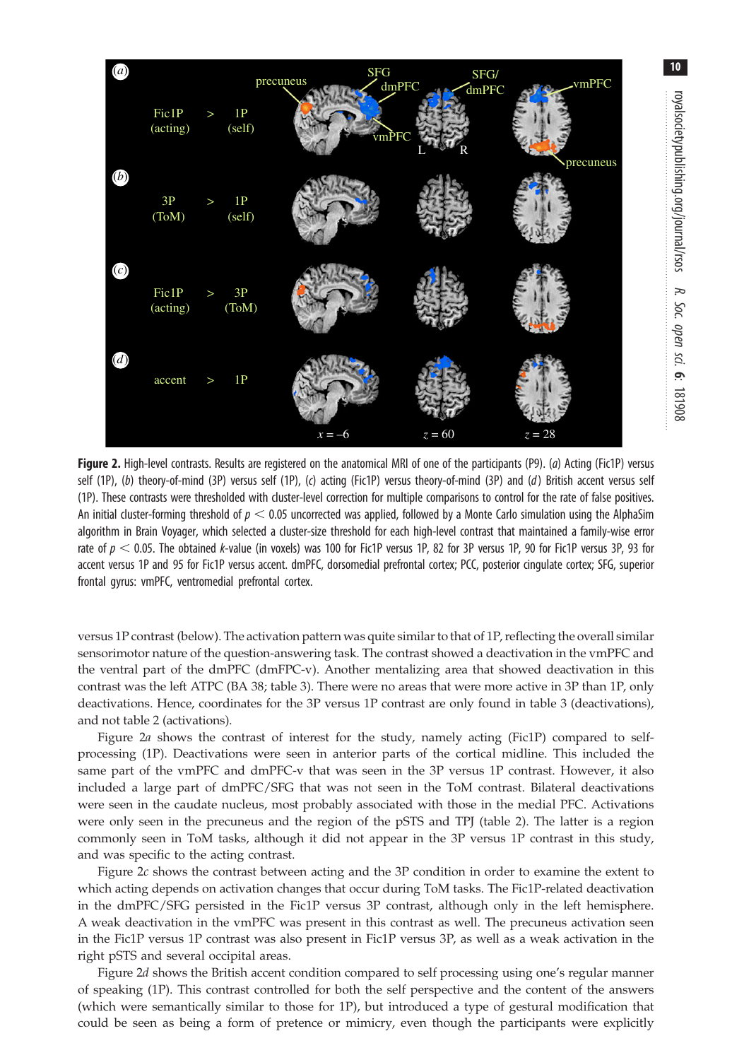**Figure 2.** High-level contrasts. Results are registered on the anatomical MRI of one of the participants (P9). (*a*) Acting (Fic1P) versus self (1P), (*b*) theory-of-mind (3P) versus self (1P), (*c*) acting (Fic1P) versus theory-of-mind (3P) and (*d*) British accent versus self (1P). These contrasts were thresholded with cluster-level correction for multiple comparisons to control for the rate of false positives. An initial cluster-forming threshold of $p < 0.05$ uncorrected was applied, followed by a Monte Carlo simulation using the AlphaSim algorithm in Brain Voyager, which selected a cluster-size threshold for each high-level contrast that maintained a family-wise error rate of $p < 0.05$. The obtained *k*-value (in voxels) was 100 for Fic1P versus 1P, 82 for 3P versus 1P, 90 for Fic1P versus 3P, 93 for accent versus 1P and 95 for Fic1P versus accent. dmPFC, dorsomedial prefrontal cortex; PCC, posterior cingulate cortex; SFG, superior frontal gyrus: vmPFC, ventromedial prefrontal cortex.

versus 1P contrast (below). The activation pattern was quite similar to that of 1P, reflecting the overall similar sensorimotor nature of the question-answering task. The contrast showed a deactivation in the vmPFC and the ventral part of the dmPFC (dmFPC-v). Another mentalizing area that showed deactivation in this contrast was the left ATPC (BA 38; table 3). There were no areas that were more active in 3P than 1P, only deactivations. Hence, coordinates for the 3P versus 1P contrast are only found in table 3 (deactivations), and not table 2 (activations).

Figure 2*a* shows the contrast of interest for the study, namely acting (Fic1P) compared to self-processing (1P). Deactivations were seen in anterior parts of the cortical midline. This included the same part of the vmPFC and dmPFC-v that was seen in the 3P versus 1P contrast. However, it also included a large part of dmPFC/SFG that was not seen in the ToM contrast. Bilateral deactivations were seen in the caudate nucleus, most probably associated with those in the medial PFC. Activations were only seen in the precuneus and the region of the pSTS and TPJ (table 2). The latter is a region commonly seen in ToM tasks, although it did not appear in the 3P versus 1P contrast in this study, and was specific to the acting contrast.

Figure 2*c* shows the contrast between acting and the 3P condition in order to examine the extent to which acting depends on activation changes that occur during ToM tasks. The Fic1P-related deactivation in the dmPFC/SFG persisted in the Fic1P versus 3P contrast, although only in the left hemisphere. A weak deactivation in the vmPFC was present in this contrast as well. The precuneus activation seen in the Fic1P versus 1P contrast was also present in Fic1P versus 3P, as well as a weak activation in the right pSTS and several occipital areas.

Figure 2*d* shows the British accent condition compared to self processing using one's regular manner of speaking (1P). This contrast controlled for both the self perspective and the content of the answers (which were semantically similar to those for 1P), but introduced a type of gestural modification that could be seen as being a form of pretence or mimicry, even though the participants were explicitly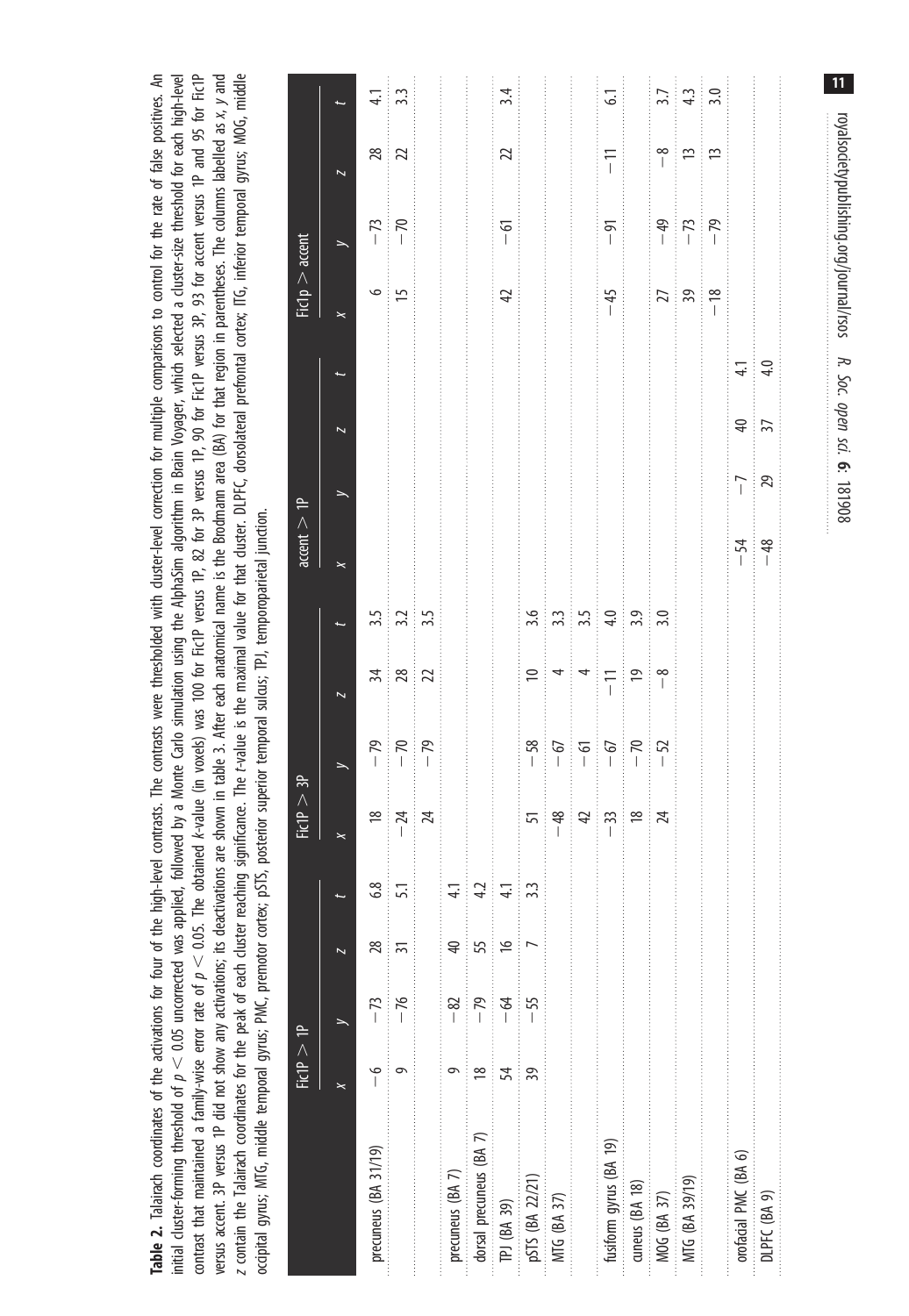**Table 2.** Talairach coordinates of the activations for four of the high-level contrasts. The contrasts were thresholded with cluster-level correction for multiple comparisons to control for the rate of false positives. An initial cluster-forming threshold of $p < 0.05$ uncorrected was applied, followed by a Monte Carlo simulation using the AlphaSim algorithm in Brain Voyager, which selected a cluster-size threshold for each high-level contrast that maintained a family-wise error rate of $p < 0.05$. The obtained *k*-value (in voxels) was 100 for Fic1P versus 1P, 82 for 3P versus 1P, 90 for Fic1P versus 3P, 93 for accent versus 1P and 95 for Fic1P versus accent. 3P versus 1P did not show any activations; its deactivations are shown in table 3. After each anatomical name is the Brodmann area (BA) for that region in parentheses. The columns labelled as *x*, *y* and *z* contain the Talairach coordinates for the peak of each cluster reaching significance. The *t*-value is the maximal value for that cluster. DLPFC, dorsolateral prefrontal cortex; ITG, inferior temporal gyrus; MOG, middle occipital gyrus; MTG, middle temporal gyrus; PMC, premotor cortex; pSTS, posterior superior temporal sulcus; TPJ, temporoparietal junction.

| | Fic1P > 1P | | | | Fic1P > 3P | | | | accent > 1P | | | | Fic1p > accent | | | |
|---|---|---|---|---|---|---|---|---|---|---|---|---|---|---|---|---|
| | *x* | *y* | *z* | *t* | *x* | *y* | *z* | *t* | *x* | *y* | *z* | *t* | *x* | *y* | *z* | *t* |
| precuneus (BA 31/19) | −6 | −73 | 28 | 6.8 | 18 | −79 | 34 | 3.5 | | | | | 6 | −73 | 28 | 4.1 |
| | 9 | −76 | 31 | 5.1 | −24 | −70 | 28 | 3.2 | | | | | 15 | −70 | 22 | 3.3 |
| | | | | | 24 | −79 | 22 | 3.5 | | | | | | | | |
| precuneus (BA 7) | 9 | −82 | 40 | 4.1 | | | | | | | | | | | | |
| dorsal precuneus (BA 7) | 18 | −79 | 55 | 4.2 | | | | | | | | | | | | |
| TPJ (BA 39) | 54 | −64 | 16 | 4.1 | | | | | | | | | 42 | −61 | 22 | 3.4 |
| pSTS (BA 22/21) | 39 | −55 | 7 | 3.3 | 51 | −58 | 10 | 3.6 | | | | | | | | |
| MTG (BA 37) | | | | | −48 | −67 | 4 | 3.3 | | | | | | | | |
| | | | | | 42 | −61 | 4 | 3.5 | | | | | | | | |
| fusiform gyrus (BA 19) | | | | | −33 | −67 | −11 | 4.0 | | | | | −45 | −91 | −11 | 6.1 |
| cuneus (BA 18) | | | | | 18 | −70 | 19 | 3.9 | | | | | | | | |
| MOG (BA 37) | | | | | 24 | −52 | −8 | 3.0 | | | | | 27 | −49 | −8 | 3.7 |
| MTG (BA 39/19) | | | | | | | | | | | | | 39 | −73 | 13 | 4.3 |
| | | | | | | | | | | | | | −18 | −79 | 13 | 3.0 |
| orofacial PMC (BA 6) | | | | | | | | | −54 | −7 | 40 | 4.1 | | | | |
| DLPFC (BA 9) | | | | | | | | | −48 | 29 | 37 | 4.0 | | | | |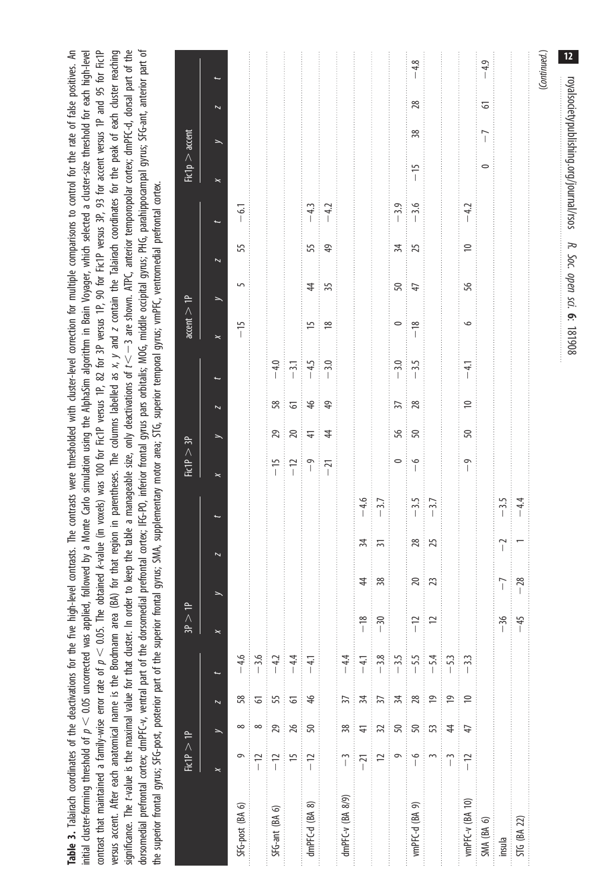**Table 3.** Talairach coordinates of the deactivations for the five high-level contrasts. The contrasts were thresholded with cluster-level correction for multiple comparisons to control for the rate of false positives. An initial cluster-forming threshold of $p < 0.05$ uncorrected was applied, followed by a Monte Carlo simulation using the AlphaSim algorithm in Brain Voyager, which selected a cluster-size threshold for each high-level contrast that maintained a family-wise error rate of $p < 0.05$. The obtained *k*-value (in voxels) was 100 for Fic1P versus 1P, 82 for 3P versus 1P, 90 for Fic1P versus 3P, 93 for accent versus 1P and 95 for Fic1P versus accent. After each anatomical name is the Brodmann area (BA) for that region in parentheses. The columns labelled as *x*, *y* and *z* contain the Talairach coordinates for the peak of each cluster reaching significance. The *t*-value is the maximal value for that cluster. In order to keep the table a manageable size, only deactivations of $t < -3$ are shown. ATPC, anterior temporopolar cortex; dmPFC-d, dorsal part of the dorsomedial prefrontal cortex; dmPFC-v, ventral part of the dorsomedial prefrontal cortex; IFG-PO, inferior frontal gyrus pars orbitalis; MOG, middle occipital gyrus; PHG, parahippocampal gyrus; SFG-ant, anterior part of the superior frontal gyrus; SFG-post, posterior part of the superior frontal gyrus; SMA, supplementary motor area; STG, superior temporal gyrus; vmPFC, ventromedial prefrontal cortex.

| | Fic1P > 1P | | | | 3P > 1P | | | | Fic1P > 3P | | | | accent > 1P | | | | Fic1p > accent | | | |
|---|---|---|---|---|---|---|---|---|---|---|---|---|---|---|---|---|---|---|---|---|
| | *x* | *y* | *z* | *t* | *x* | *y* | *z* | *t* | *x* | *y* | *z* | *t* | *x* | *y* | *z* | *t* | *x* | *y* | *z* | *t* |
| SFG-post (BA 6) | 9 | 8 | 58 | −4.6 | | | | | | | | | −15 | 5 | 55 | −6.1 | | | | |
| | −12 | 8 | 61 | −3.6 | | | | | | | | | | | | | | | | |
| SFG-ant (BA 6) | −12 | 29 | 55 | −4.2 | | | | | −15 | 29 | 58 | −4.0 | | | | | | | | |
| | 15 | 26 | 61 | −4.4 | | | | | −12 | 20 | 61 | −3.1 | | | | | | | | |
| dmPFC-d (BA 8) | −12 | 50 | 46 | −4.1 | | | | | −9 | 41 | 46 | −4.5 | 15 | 44 | 55 | −4.3 | | | | |
| | | | | | | | | | −21 | 44 | 49 | −3.0 | 18 | 35 | 49 | −4.2 | | | | |
| dmPFC-v (BA 8/9) | −3 | 38 | 37 | −4.4 | | | | | | | | | | | | | | | | |
| | −21 | 41 | 34 | −4.1 | −18 | 44 | 34 | −4.6 | | | | | | | | | | | | |
| | 12 | 32 | 37 | −3.8 | −30 | 38 | 31 | −3.7 | | | | | | | | | | | | |
| | 9 | 50 | 34 | −3.5 | | | | | 0 | 56 | 37 | −3.0 | 0 | 50 | 34 | −3.9 | | | | |
| vmPFC-d (BA 9) | −6 | 50 | 28 | −5.5 | −12 | 20 | 28 | −3.5 | −6 | 50 | 28 | −3.5 | −18 | 47 | 25 | −3.6 | −15 | 38 | 28 | −4.8 |
| | 3 | 53 | 19 | −5.4 | 12 | 23 | 25 | −3.7 | | | | | | | | | | | | |
| | −3 | 44 | 19 | −5.3 | | | | | | | | | | | | | | | | |
| vmPFC-v (BA 10) | −12 | 47 | 10 | −3.3 | | | | | −9 | 50 | 10 | −4.1 | 6 | 56 | 10 | −4.2 | | | | |
| SMA (BA 6) | | | | | | | | | | | | | | | | | 0 | −7 | 61 | −4.9 |
| insula | | | | | −36 | −7 | −2 | −3.5 | | | | | | | | | | | | |
| STG (BA 22) | | | | | −45 | −28 | 1 | −4.4 | | | | | | | | | | | | |

(*Continued*.)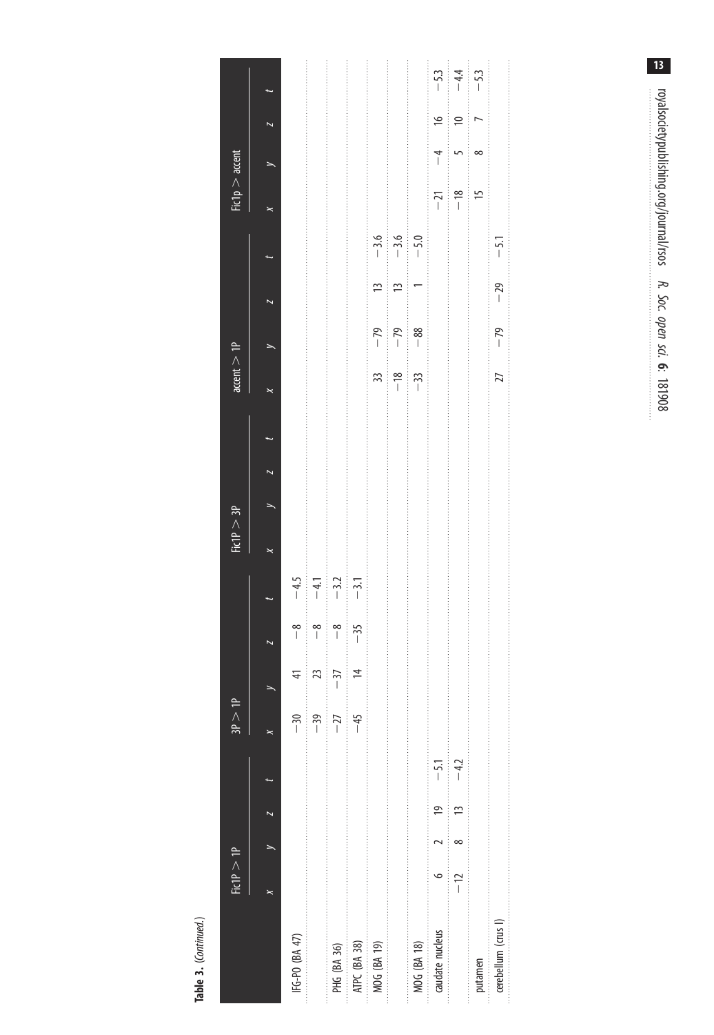**Table 3.** (*Continued.*)

| | Fic1P > 1P | | | | 3P > 1P | | | | Fic1P > 3P | | | | accent > 1P | | | | Fic1p > accent | | | |
|---|---|---|---|---|---|---|---|---|---|---|---|---|---|---|---|---|---|---|---|---|
| | *x* | *y* | *z* | *t* | *x* | *y* | *z* | *t* | *x* | *y* | *z* | *t* | *x* | *y* | *z* | *t* | *x* | *y* | *z* | *t* |
| IFG-PO (BA 47) | | | | | −30 | 41 | −8 | −4.5 | | | | | | | | | | | | |
| | | | | | −39 | 23 | −8 | −4.1 | | | | | | | | | | | | |
| PHG (BA 36) | | | | | −27 | −37 | −8 | −3.2 | | | | | | | | | | | | |
| ATPC (BA 38) | | | | | −45 | 14 | −35 | −3.1 | | | | | | | | | | | | |
| MOG (BA 19) | | | | | | | | | | | | | 33 | −79 | 13 | −3.6 | | | | |
| | | | | | | | | | | | | | −18 | −79 | 13 | −3.6 | | | | |
| MOG (BA 18) | | | | | | | | | | | | | −33 | −88 | 1 | −5.0 | | | | |
| caudate nucleus | 6 | 2 | 19 | −5.1 | | | | | | | | | | | | | −21 | −4 | 16 | −5.3 |
| | −12 | 8 | 13 | −4.2 | | | | | | | | | | | | | −18 | 5 | 10 | −4.4 |
| putamen | | | | | | | | | | | | | | | | | 15 | 8 | 7 | −5.3 |
| cerebellum (crus I) | | | | | | | | | | | | | 27 | −79 | −29 | −5.1 | | | | |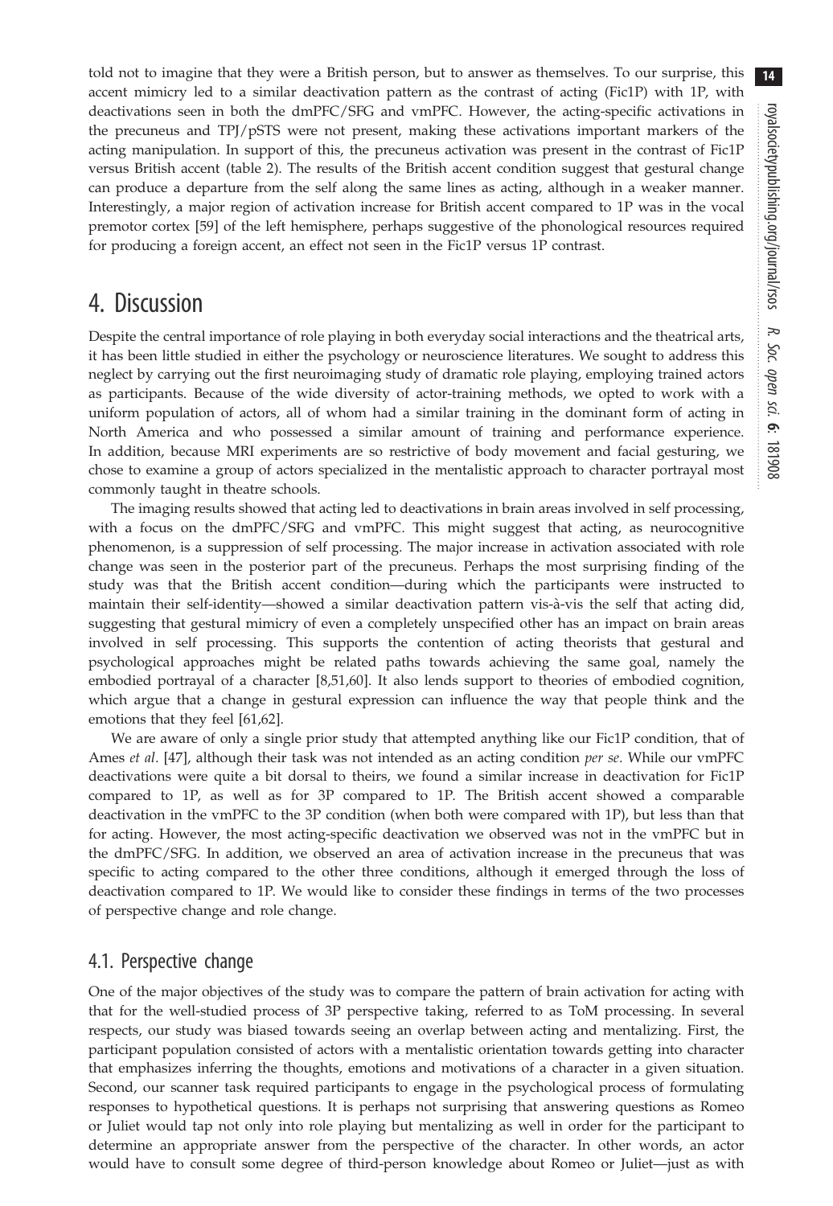told not to imagine that they were a British person, but to answer as themselves. To our surprise, this accent mimicry led to a similar deactivation pattern as the contrast of acting (Fic1P) with 1P, with deactivations seen in both the dmPFC/SFG and vmPFC. However, the acting-specific activations in the precuneus and TPJ/pSTS were not present, making these activations important markers of the acting manipulation. In support of this, the precuneus activation was present in the contrast of Fic1P versus British accent (table 2). The results of the British accent condition suggest that gestural change can produce a departure from the self along the same lines as acting, although in a weaker manner. Interestingly, a major region of activation increase for British accent compared to 1P was in the vocal premotor cortex [59] of the left hemisphere, perhaps suggestive of the phonological resources required for producing a foreign accent, an effect not seen in the Fic1P versus 1P contrast.

# 4. Discussion

Despite the central importance of role playing in both everyday social interactions and the theatrical arts, it has been little studied in either the psychology or neuroscience literatures. We sought to address this neglect by carrying out the first neuroimaging study of dramatic role playing, employing trained actors as participants. Because of the wide diversity of actor-training methods, we opted to work with a uniform population of actors, all of whom had a similar training in the dominant form of acting in North America and who possessed a similar amount of training and performance experience. In addition, because MRI experiments are so restrictive of body movement and facial gesturing, we chose to examine a group of actors specialized in the mentalistic approach to character portrayal most commonly taught in theatre schools.

The imaging results showed that acting led to deactivations in brain areas involved in self processing, with a focus on the dmPFC/SFG and vmPFC. This might suggest that acting, as neurocognitive phenomenon, is a suppression of self processing. The major increase in activation associated with role change was seen in the posterior part of the precuneus. Perhaps the most surprising finding of the study was that the British accent condition—during which the participants were instructed to maintain their self-identity—showed a similar deactivation pattern vis-à-vis the self that acting did, suggesting that gestural mimicry of even a completely unspecified other has an impact on brain areas involved in self processing. This supports the contention of acting theorists that gestural and psychological approaches might be related paths towards achieving the same goal, namely the embodied portrayal of a character [8,51,60]. It also lends support to theories of embodied cognition, which argue that a change in gestural expression can influence the way that people think and the emotions that they feel [61,62].

We are aware of only a single prior study that attempted anything like our Fic1P condition, that of Ames *et al*. [47], although their task was not intended as an acting condition *per se*. While our vmPFC deactivations were quite a bit dorsal to theirs, we found a similar increase in deactivation for Fic1P compared to 1P, as well as for 3P compared to 1P. The British accent showed a comparable deactivation in the vmPFC to the 3P condition (when both were compared with 1P), but less than that for acting. However, the most acting-specific deactivation we observed was not in the vmPFC but in the dmPFC/SFG. In addition, we observed an area of activation increase in the precuneus that was specific to acting compared to the other three conditions, although it emerged through the loss of deactivation compared to 1P. We would like to consider these findings in terms of the two processes of perspective change and role change.

## 4.1. Perspective change

One of the major objectives of the study was to compare the pattern of brain activation for acting with that for the well-studied process of 3P perspective taking, referred to as ToM processing. In several respects, our study was biased towards seeing an overlap between acting and mentalizing. First, the participant population consisted of actors with a mentalistic orientation towards getting into character that emphasizes inferring the thoughts, emotions and motivations of a character in a given situation. Second, our scanner task required participants to engage in the psychological process of formulating responses to hypothetical questions. It is perhaps not surprising that answering questions as Romeo or Juliet would tap not only into role playing but mentalizing as well in order for the participant to determine an appropriate answer from the perspective of the character. In other words, an actor would have to consult some degree of third-person knowledge about Romeo or Juliet—just as with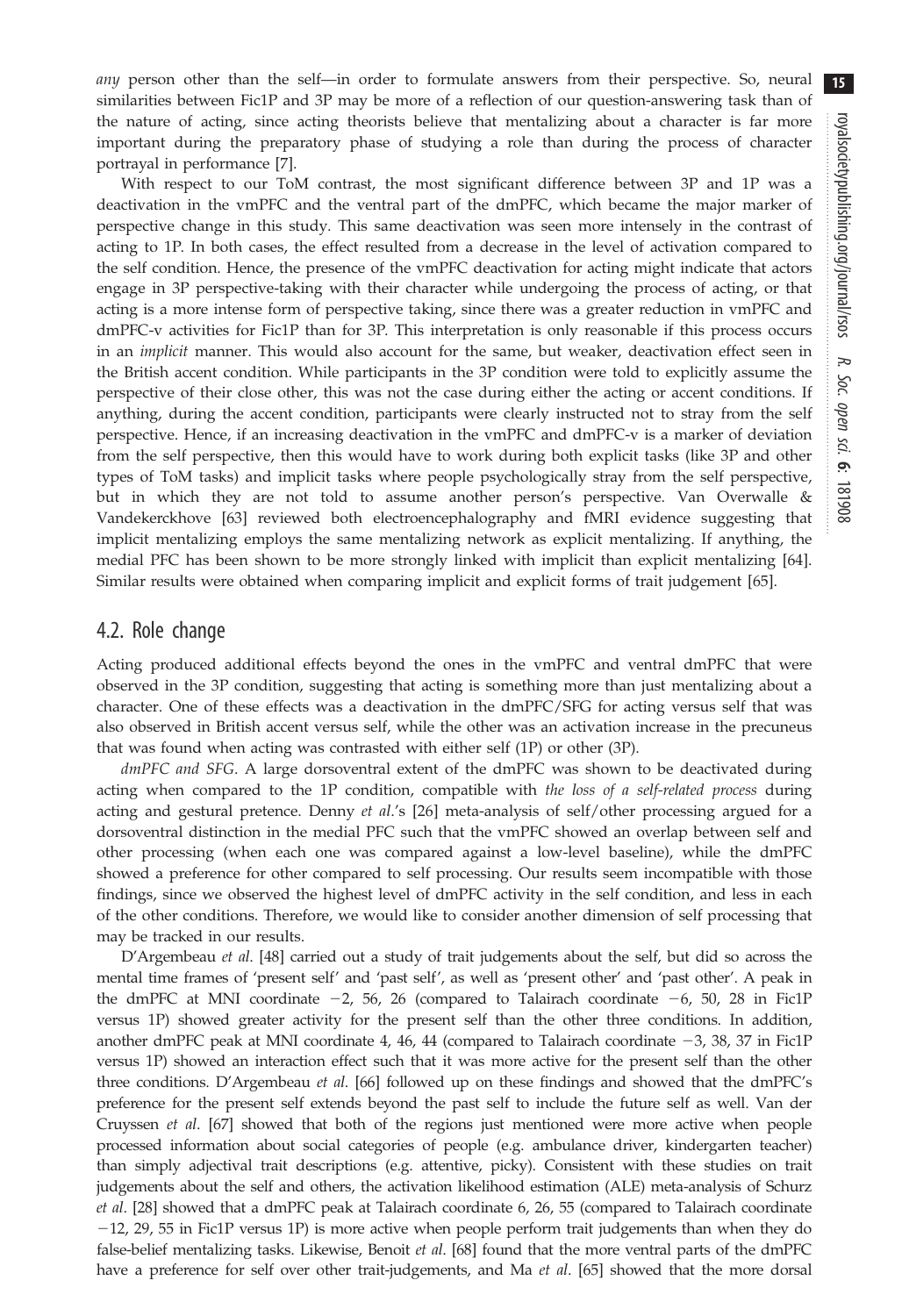*any* person other than the self—in order to formulate answers from their perspective. So, neural similarities between Fic1P and 3P may be more of a reflection of our question-answering task than of the nature of acting, since acting theorists believe that mentalizing about a character is far more important during the preparatory phase of studying a role than during the process of character portrayal in performance [7].

With respect to our ToM contrast, the most significant difference between 3P and 1P was a deactivation in the vmPFC and the ventral part of the dmPFC, which became the major marker of perspective change in this study. This same deactivation was seen more intensely in the contrast of acting to 1P. In both cases, the effect resulted from a decrease in the level of activation compared to the self condition. Hence, the presence of the vmPFC deactivation for acting might indicate that actors engage in 3P perspective-taking with their character while undergoing the process of acting, or that acting is a more intense form of perspective taking, since there was a greater reduction in vmPFC and dmPFC-v activities for Fic1P than for 3P. This interpretation is only reasonable if this process occurs in an *implicit* manner. This would also account for the same, but weaker, deactivation effect seen in the British accent condition. While participants in the 3P condition were told to explicitly assume the perspective of their close other, this was not the case during either the acting or accent conditions. If anything, during the accent condition, participants were clearly instructed not to stray from the self perspective. Hence, if an increasing deactivation in the vmPFC and dmPFC-v is a marker of deviation from the self perspective, then this would have to work during both explicit tasks (like 3P and other types of ToM tasks) and implicit tasks where people psychologically stray from the self perspective, but in which they are not told to assume another person's perspective. Van Overwalle & Vandekerckhove [63] reviewed both electroencephalography and fMRI evidence suggesting that implicit mentalizing employs the same mentalizing network as explicit mentalizing. If anything, the medial PFC has been shown to be more strongly linked with implicit than explicit mentalizing [64]. Similar results were obtained when comparing implicit and explicit forms of trait judgement [65].

## 4.2. Role change

Acting produced additional effects beyond the ones in the vmPFC and ventral dmPFC that were observed in the 3P condition, suggesting that acting is something more than just mentalizing about a character. One of these effects was a deactivation in the dmPFC/SFG for acting versus self that was also observed in British accent versus self, while the other was an activation increase in the precuneus that was found when acting was contrasted with either self (1P) or other (3P).

*dmPFC and SFG*. A large dorsoventral extent of the dmPFC was shown to be deactivated during acting when compared to the 1P condition, compatible with *the loss of a self-related process* during acting and gestural pretence. Denny *et al*.'s [26] meta-analysis of self/other processing argued for a dorsoventral distinction in the medial PFC such that the vmPFC showed an overlap between self and other processing (when each one was compared against a low-level baseline), while the dmPFC showed a preference for other compared to self processing. Our results seem incompatible with those findings, since we observed the highest level of dmPFC activity in the self condition, and less in each of the other conditions. Therefore, we would like to consider another dimension of self processing that may be tracked in our results.

D'Argembeau *et al*. [48] carried out a study of trait judgements about the self, but did so across the mental time frames of 'present self' and 'past self', as well as 'present other' and 'past other'. A peak in the dmPFC at MNI coordinate −2, 56, 26 (compared to Talairach coordinate −6, 50, 28 in Fic1P versus 1P) showed greater activity for the present self than the other three conditions. In addition, another dmPFC peak at MNI coordinate 4, 46, 44 (compared to Talairach coordinate −3, 38, 37 in Fic1P versus 1P) showed an interaction effect such that it was more active for the present self than the other three conditions. D'Argembeau *et al*. [66] followed up on these findings and showed that the dmPFC's preference for the present self extends beyond the past self to include the future self as well. Van der Cruyssen *et al*. [67] showed that both of the regions just mentioned were more active when people processed information about social categories of people (e.g. ambulance driver, kindergarten teacher) than simply adjectival trait descriptions (e.g. attentive, picky). Consistent with these studies on trait judgements about the self and others, the activation likelihood estimation (ALE) meta-analysis of Schurz *et al*. [28] showed that a dmPFC peak at Talairach coordinate 6, 26, 55 (compared to Talairach coordinate −12, 29, 55 in Fic1P versus 1P) is more active when people perform trait judgements than when they do false-belief mentalizing tasks. Likewise, Benoit *et al*. [68] found that the more ventral parts of the dmPFC have a preference for self over other trait-judgements, and Ma *et al*. [65] showed that the more dorsal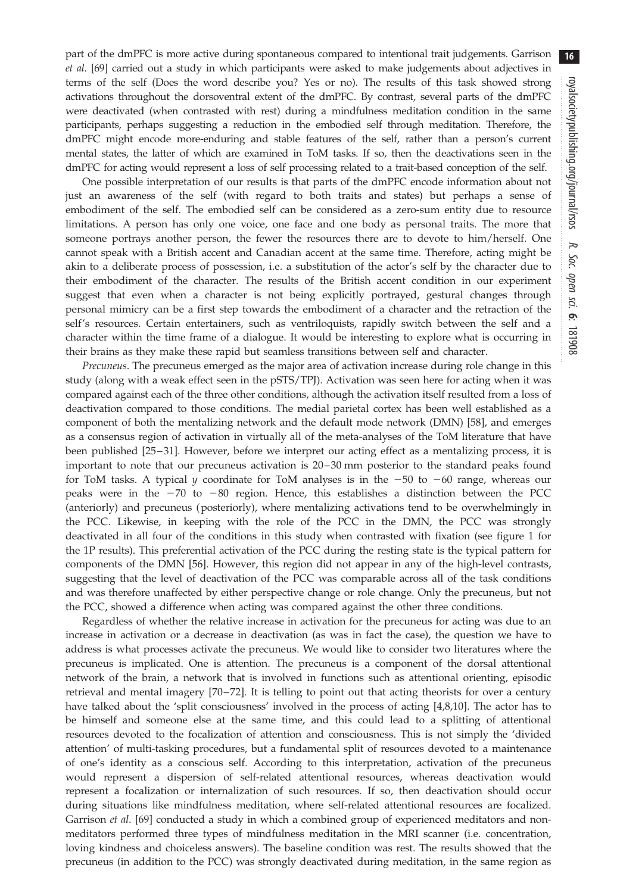part of the dmPFC is more active during spontaneous compared to intentional trait judgements. Garrison *et al*. [69] carried out a study in which participants were asked to make judgements about adjectives in terms of the self (Does the word describe you? Yes or no). The results of this task showed strong activations throughout the dorsoventral extent of the dmPFC. By contrast, several parts of the dmPFC were deactivated (when contrasted with rest) during a mindfulness meditation condition in the same participants, perhaps suggesting a reduction in the embodied self through meditation. Therefore, the dmPFC might encode more-enduring and stable features of the self, rather than a person's current mental states, the latter of which are examined in ToM tasks. If so, then the deactivations seen in the dmPFC for acting would represent a loss of self processing related to a trait-based conception of the self.

One possible interpretation of our results is that parts of the dmPFC encode information about not just an awareness of the self (with regard to both traits and states) but perhaps a sense of embodiment of the self. The embodied self can be considered as a zero-sum entity due to resource limitations. A person has only one voice, one face and one body as personal traits. The more that someone portrays another person, the fewer the resources there are to devote to him/herself. One cannot speak with a British accent and Canadian accent at the same time. Therefore, acting might be akin to a deliberate process of possession, i.e. a substitution of the actor's self by the character due to their embodiment of the character. The results of the British accent condition in our experiment suggest that even when a character is not being explicitly portrayed, gestural changes through personal mimicry can be a first step towards the embodiment of a character and the retraction of the self's resources. Certain entertainers, such as ventriloquists, rapidly switch between the self and a character within the time frame of a dialogue. It would be interesting to explore what is occurring in their brains as they make these rapid but seamless transitions between self and character.

*Precuneus*. The precuneus emerged as the major area of activation increase during role change in this study (along with a weak effect seen in the pSTS/TPJ). Activation was seen here for acting when it was compared against each of the three other conditions, although the activation itself resulted from a loss of deactivation compared to those conditions. The medial parietal cortex has been well established as a component of both the mentalizing network and the default mode network (DMN) [58], and emerges as a consensus region of activation in virtually all of the meta-analyses of the ToM literature that have been published [25–31]. However, before we interpret our acting effect as a mentalizing process, it is important to note that our precuneus activation is 20–30 mm posterior to the standard peaks found for ToM tasks. A typical $y$ coordinate for ToM analyses is in the $-50$ to $-60$ range, whereas our peaks were in the $-70$ to $-80$ region. Hence, this establishes a distinction between the PCC (anteriorly) and precuneus (posteriorly), where mentalizing activations tend to be overwhelmingly in the PCC. Likewise, in keeping with the role of the PCC in the DMN, the PCC was strongly deactivated in all four of the conditions in this study when contrasted with fixation (see figure 1 for the 1P results). This preferential activation of the PCC during the resting state is the typical pattern for components of the DMN [56]. However, this region did not appear in any of the high-level contrasts, suggesting that the level of deactivation of the PCC was comparable across all of the task conditions and was therefore unaffected by either perspective change or role change. Only the precuneus, but not the PCC, showed a difference when acting was compared against the other three conditions.

Regardless of whether the relative increase in activation for the precuneus for acting was due to an increase in activation or a decrease in deactivation (as was in fact the case), the question we have to address is what processes activate the precuneus. We would like to consider two literatures where the precuneus is implicated. One is attention. The precuneus is a component of the dorsal attentional network of the brain, a network that is involved in functions such as attentional orienting, episodic retrieval and mental imagery [70–72]. It is telling to point out that acting theorists for over a century have talked about the 'split consciousness' involved in the process of acting [4,8,10]. The actor has to be himself and someone else at the same time, and this could lead to a splitting of attentional resources devoted to the focalization of attention and consciousness. This is not simply the 'divided attention' of multi-tasking procedures, but a fundamental split of resources devoted to a maintenance of one's identity as a conscious self. According to this interpretation, activation of the precuneus would represent a dispersion of self-related attentional resources, whereas deactivation would represent a focalization or internalization of such resources. If so, then deactivation should occur during situations like mindfulness meditation, where self-related attentional resources are focalized. Garrison *et al*. [69] conducted a study in which a combined group of experienced meditators and non-meditators performed three types of mindfulness meditation in the MRI scanner (i.e. concentration, loving kindness and choiceless answers). The baseline condition was rest. The results showed that the precuneus (in addition to the PCC) was strongly deactivated during meditation, in the same region as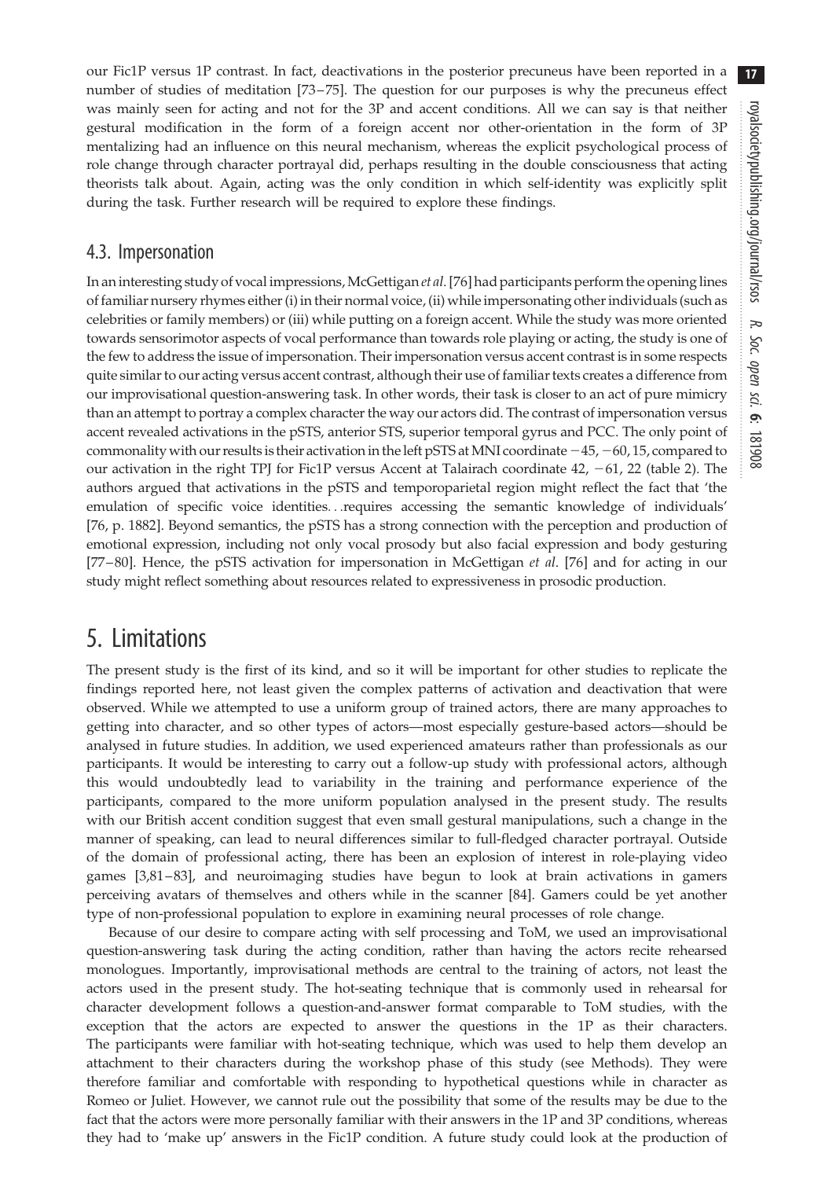our Fic1P versus 1P contrast. In fact, deactivations in the posterior precuneus have been reported in a number of studies of meditation [73–75]. The question for our purposes is why the precuneus effect was mainly seen for acting and not for the 3P and accent conditions. All we can say is that neither gestural modification in the form of a foreign accent nor other-orientation in the form of 3P mentalizing had an influence on this neural mechanism, whereas the explicit psychological process of role change through character portrayal did, perhaps resulting in the double consciousness that acting theorists talk about. Again, acting was the only condition in which self-identity was explicitly split during the task. Further research will be required to explore these findings.

## 4.3. Impersonation

In an interesting study of vocal impressions, McGettigan *et al*. [76] had participants perform the opening lines of familiar nursery rhymes either (i) in their normal voice, (ii) while impersonating other individuals (such as celebrities or family members) or (iii) while putting on a foreign accent. While the study was more oriented towards sensorimotor aspects of vocal performance than towards role playing or acting, the study is one of the few to address the issue of impersonation. Their impersonation versus accent contrast is in some respects quite similar to our acting versus accent contrast, although their use of familiar texts creates a difference from our improvisational question-answering task. In other words, their task is closer to an act of pure mimicry than an attempt to portray a complex character the way our actors did. The contrast of impersonation versus accent revealed activations in the pSTS, anterior STS, superior temporal gyrus and PCC. The only point of commonality with our results is their activation in the left pSTS at MNI coordinate −45, −60, 15, compared to our activation in the right TPJ for Fic1P versus Accent at Talairach coordinate 42, −61, 22 (table 2). The authors argued that activations in the pSTS and temporoparietal region might reflect the fact that 'the emulation of specific voice identities…requires accessing the semantic knowledge of individuals' [76, p. 1882]. Beyond semantics, the pSTS has a strong connection with the perception and production of emotional expression, including not only vocal prosody but also facial expression and body gesturing [77–80]. Hence, the pSTS activation for impersonation in McGettigan *et al*. [76] and for acting in our study might reflect something about resources related to expressiveness in prosodic production.

# 5. Limitations

The present study is the first of its kind, and so it will be important for other studies to replicate the findings reported here, not least given the complex patterns of activation and deactivation that were observed. While we attempted to use a uniform group of trained actors, there are many approaches to getting into character, and so other types of actors—most especially gesture-based actors—should be analysed in future studies. In addition, we used experienced amateurs rather than professionals as our participants. It would be interesting to carry out a follow-up study with professional actors, although this would undoubtedly lead to variability in the training and performance experience of the participants, compared to the more uniform population analysed in the present study. The results with our British accent condition suggest that even small gestural manipulations, such a change in the manner of speaking, can lead to neural differences similar to full-fledged character portrayal. Outside of the domain of professional acting, there has been an explosion of interest in role-playing video games [3,81–83], and neuroimaging studies have begun to look at brain activations in gamers perceiving avatars of themselves and others while in the scanner [84]. Gamers could be yet another type of non-professional population to explore in examining neural processes of role change.

Because of our desire to compare acting with self processing and ToM, we used an improvisational question-answering task during the acting condition, rather than having the actors recite rehearsed monologues. Importantly, improvisational methods are central to the training of actors, not least the actors used in the present study. The hot-seating technique that is commonly used in rehearsal for character development follows a question-and-answer format comparable to ToM studies, with the exception that the actors are expected to answer the questions in the 1P as their characters. The participants were familiar with hot-seating technique, which was used to help them develop an attachment to their characters during the workshop phase of this study (see Methods). They were therefore familiar and comfortable with responding to hypothetical questions while in character as Romeo or Juliet. However, we cannot rule out the possibility that some of the results may be due to the fact that the actors were more personally familiar with their answers in the 1P and 3P conditions, whereas they had to 'make up' answers in the Fic1P condition. A future study could look at the production of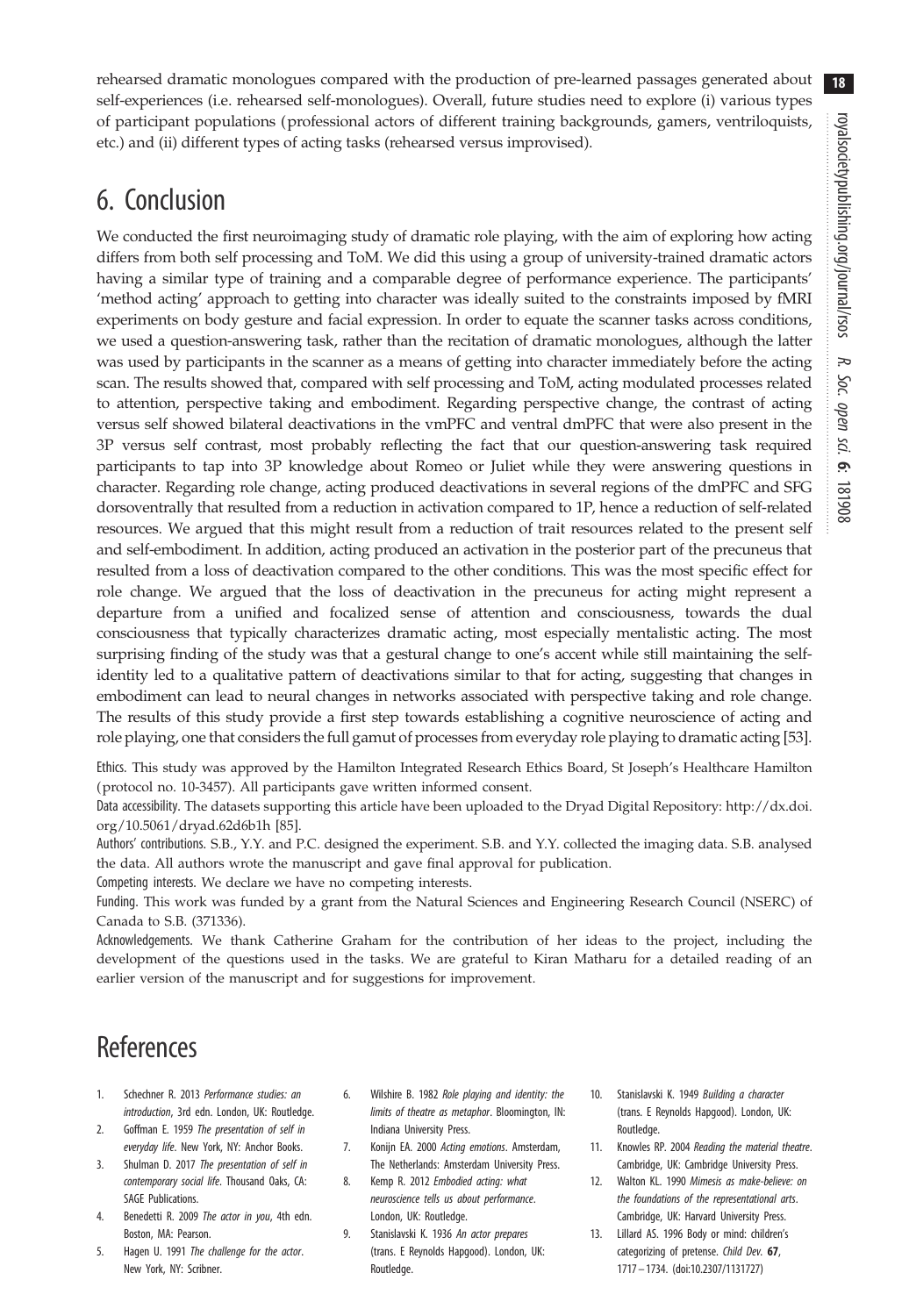rehearsed dramatic monologues compared with the production of pre-learned passages generated about self-experiences (i.e. rehearsed self-monologues). Overall, future studies need to explore (i) various types of participant populations (professional actors of different training backgrounds, gamers, ventriloquists, etc.) and (ii) different types of acting tasks (rehearsed versus improvised).

# 6. Conclusion

We conducted the first neuroimaging study of dramatic role playing, with the aim of exploring how acting differs from both self processing and ToM. We did this using a group of university-trained dramatic actors having a similar type of training and a comparable degree of performance experience. The participants' 'method acting' approach to getting into character was ideally suited to the constraints imposed by fMRI experiments on body gesture and facial expression. In order to equate the scanner tasks across conditions, we used a question-answering task, rather than the recitation of dramatic monologues, although the latter was used by participants in the scanner as a means of getting into character immediately before the acting scan. The results showed that, compared with self processing and ToM, acting modulated processes related to attention, perspective taking and embodiment. Regarding perspective change, the contrast of acting versus self showed bilateral deactivations in the vmPFC and ventral dmPFC that were also present in the 3P versus self contrast, most probably reflecting the fact that our question-answering task required participants to tap into 3P knowledge about Romeo or Juliet while they were answering questions in character. Regarding role change, acting produced deactivations in several regions of the dmPFC and SFG dorsoventrally that resulted from a reduction in activation compared to 1P, hence a reduction of self-related resources. We argued that this might result from a reduction of trait resources related to the present self and self-embodiment. In addition, acting produced an activation in the posterior part of the precuneus that resulted from a loss of deactivation compared to the other conditions. This was the most specific effect for role change. We argued that the loss of deactivation in the precuneus for acting might represent a departure from a unified and focalized sense of attention and consciousness, towards the dual consciousness that typically characterizes dramatic acting, most especially mentalistic acting. The most surprising finding of the study was that a gestural change to one's accent while still maintaining the self-identity led to a qualitative pattern of deactivations similar to that for acting, suggesting that changes in embodiment can lead to neural changes in networks associated with perspective taking and role change. The results of this study provide a first step towards establishing a cognitive neuroscience of acting and role playing, one that considers the full gamut of processes from everyday role playing to dramatic acting [53].

Ethics. This study was approved by the Hamilton Integrated Research Ethics Board, St Joseph's Healthcare Hamilton (protocol no. 10-3457). All participants gave written informed consent.

Data accessibility. The datasets supporting this article have been uploaded to the Dryad Digital Repository: http://dx.doi.org/10.5061/dryad.62d6b1h [85].

Authors' contributions. S.B., Y.Y. and P.C. designed the experiment. S.B. and Y.Y. collected the imaging data. S.B. analysed the data. All authors wrote the manuscript and gave final approval for publication.

Competing interests. We declare we have no competing interests.

Funding. This work was funded by a grant from the Natural Sciences and Engineering Research Council (NSERC) of Canada to S.B. (371336).

Acknowledgements. We thank Catherine Graham for the contribution of her ideas to the project, including the development of the questions used in the tasks. We are grateful to Kiran Matharu for a detailed reading of an earlier version of the manuscript and for suggestions for improvement.

# References

1. Schechner R. 2013 *Performance studies: an introduction*, 3rd edn. London, UK: Routledge.
2. Goffman E. 1959 *The presentation of self in everyday life*. New York, NY: Anchor Books.
3. Shulman D. 2017 *The presentation of self in contemporary social life*. Thousand Oaks, CA: SAGE Publications.
4. Benedetti R. 2009 *The actor in you*, 4th edn. Boston, MA: Pearson.
5. Hagen U. 1991 *The challenge for the actor*. New York, NY: Scribner.
6. Wilshire B. 1982 *Role playing and identity: the limits of theatre as metaphor*. Bloomington, IN: Indiana University Press.
7. Konijn EA. 2000 *Acting emotions*. Amsterdam, The Netherlands: Amsterdam University Press.
8. Kemp R. 2012 *Embodied acting: what neuroscience tells us about performance*. London, UK: Routledge.
9. Stanislavski K. 1936 *An actor prepares* (trans. E Reynolds Hapgood). London, UK: Routledge.
10. Stanislavski K. 1949 *Building a character* (trans. E Reynolds Hapgood). London, UK: Routledge.
11. Knowles RP. 2004 *Reading the material theatre*. Cambridge, UK: Cambridge University Press.
12. Walton KL. 1990 *Mimesis as make-believe: on the foundations of the representational arts*. Cambridge, UK: Harvard University Press.
13. Lillard AS. 1996 Body or mind: children's categorizing of pretense. *Child Dev.* **67**, 1717–1734. (doi:10.2307/1131727)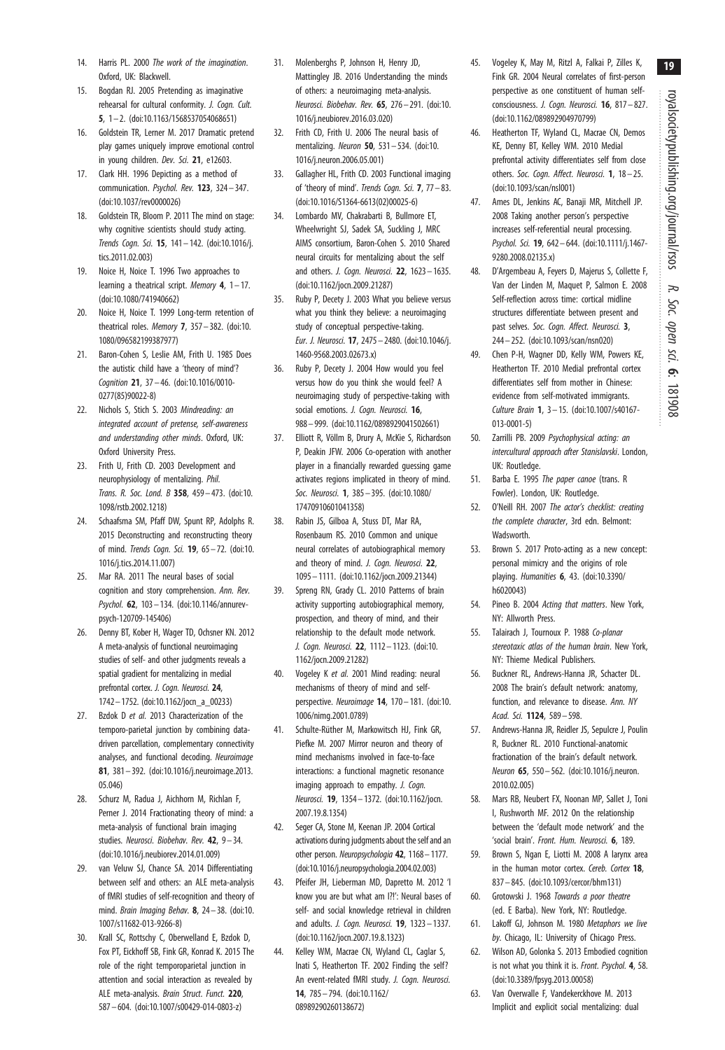14. Harris PL. 2000 *The work of the imagination*. Oxford, UK: Blackwell.
15. Bogdan RJ. 2005 Pretending as imaginative rehearsal for cultural conformity. *J. Cogn. Cult.* **5**, 1–2. (doi:10.1163/1568537054068651)
16. Goldstein TR, Lerner M. 2017 Dramatic pretend play games uniquely improve emotional control in young children. *Dev. Sci.* **21**, e12603.
17. Clark HH. 1996 Depicting as a method of communication. *Psychol. Rev.* **123**, 324–347. (doi:10.1037/rev0000026)
18. Goldstein TR, Bloom P. 2011 The mind on stage: why cognitive scientists should study acting. *Trends Cogn. Sci.* **15**, 141–142. (doi:10.1016/j.tics.2011.02.003)
19. Noice H, Noice T. 1996 Two approaches to learning a theatrical script. *Memory* **4**, 1–17. (doi:10.1080/741940662)
20. Noice H, Noice T. 1999 Long-term retention of theatrical roles. *Memory* **7**, 357–382. (doi:10.1080/096582199387977)
21. Baron-Cohen S, Leslie AM, Frith U. 1985 Does the autistic child have a 'theory of mind'? *Cognition* **21**, 37–46. (doi:10.1016/0010-0277(85)90022-8)
22. Nichols S, Stich S. 2003 *Mindreading: an integrated account of pretense, self-awareness and understanding other minds*. Oxford, UK: Oxford University Press.
23. Frith U, Frith CD. 2003 Development and neurophysiology of mentalizing. *Phil. Trans. R. Soc. Lond. B* **358**, 459–473. (doi:10.1098/rstb.2002.1218)
24. Schaafsma SM, Pfaff DW, Spunt RP, Adolphs R. 2015 Deconstructing and reconstructing theory of mind. *Trends Cogn. Sci.* **19**, 65–72. (doi:10.1016/j.tics.2014.11.007)
25. Mar RA. 2011 The neural bases of social cognition and story comprehension. *Ann. Rev. Psychol.* **62**, 103–134. (doi:10.1146/annurev-psych-120709-145406)
26. Denny BT, Kober H, Wager TD, Ochsner KN. 2012 A meta-analysis of functional neuroimaging studies of self- and other judgments reveals a spatial gradient for mentalizing in medial prefrontal cortex. *J. Cogn. Neurosci.* **24**, 1742–1752. (doi:10.1162/jocn_a_00233)
27. Bzdok D *et al.* 2013 Characterization of the temporo-parietal junction by combining data-driven parcellation, complementary connectivity analyses, and functional decoding. *Neuroimage* **81**, 381–392. (doi:10.1016/j.neuroimage.2013.05.046)
28. Schurz M, Radua J, Aichhorn M, Richlan F, Perner J. 2014 Fractionating theory of mind: a meta-analysis of functional brain imaging studies. *Neurosci. Biobehav. Rev.* **42**, 9–34. (doi:10.1016/j.neubiorev.2014.01.009)
29. van Veluw SJ, Chance SA. 2014 Differentiating between self and others: an ALE meta-analysis of fMRI studies of self-recognition and theory of mind. *Brain Imaging Behav.* **8**, 24–38. (doi:10.1007/s11682-013-9266-8)
30. Krall SC, Rottschy C, Oberwelland E, Bzdok D, Fox PT, Eickhoff SB, Fink GR, Konrad K. 2015 The role of the right temporoparietal junction in attention and social interaction as revealed by ALE meta-analysis. *Brain Struct. Funct.* **220**, 587–604. (doi:10.1007/s00429-014-0803-z)
31. Molenberghs P, Johnson H, Henry JD, Mattingley JB. 2016 Understanding the minds of others: a neuroimaging meta-analysis. *Neurosci. Biobehav. Rev.* **65**, 276–291. (doi:10.1016/j.neubiorev.2016.03.020)
32. Frith CD, Frith U. 2006 The neural basis of mentalizing. *Neuron* **50**, 531–534. (doi:10.1016/j.neuron.2006.05.001)
33. Gallagher HL, Frith CD. 2003 Functional imaging of 'theory of mind'. *Trends Cogn. Sci.* **7**, 77–83. (doi:10.1016/S1364-6613(02)00025-6)
34. Lombardo MV, Chakrabarti B, Bullmore ET, Wheelwright SJ, Sadek SA, Suckling J, MRC AIMS consortium, Baron-Cohen S. 2010 Shared neural circuits for mentalizing about the self and others. *J. Cogn. Neurosci.* **22**, 1623–1635. (doi:10.1162/jocn.2009.21287)
35. Ruby P, Decety J. 2003 What you believe versus what you think they believe: a neuroimaging study of conceptual perspective-taking. *Eur. J. Neurosci.* **17**, 2475–2480. (doi:10.1046/j.1460-9568.2003.02673.x)
36. Ruby P, Decety J. 2004 How would you feel versus how do you think she would feel? A neuroimaging study of perspective-taking with social emotions. *J. Cogn. Neurosci.* **16**, 988–999. (doi:10.1162/0898929041502661)
37. Elliott R, Völlm B, Drury A, McKie S, Richardson P, Deakin JFW. 2006 Co-operation with another player in a financially rewarded guessing game activates regions implicated in theory of mind. *Soc. Neurosci.* **1**, 385–395. (doi:10.1080/17470910601041358)
38. Rabin JS, Gilboa A, Stuss DT, Mar RA, Rosenbaum RS. 2010 Common and unique neural correlates of autobiographical memory and theory of mind. *J. Cogn. Neurosci.* **22**, 1095–1111. (doi:10.1162/jocn.2009.21344)
39. Spreng RN, Grady CL. 2010 Patterns of brain activity supporting autobiographical memory, prospection, and theory of mind, and their relationship to the default mode network. *J. Cogn. Neurosci.* **22**, 1112–1123. (doi:10.1162/jocn.2009.21282)
40. Vogeley K *et al.* 2001 Mind reading: neural mechanisms of theory of mind and self-perspective. *Neuroimage* **14**, 170–181. (doi:10.1006/nimg.2001.0789)
41. Schulte-Rüther M, Markowitsch HJ, Fink GR, Piefke M. 2007 Mirror neuron and theory of mind mechanisms involved in face-to-face interactions: a functional magnetic resonance imaging approach to empathy. *J. Cogn. Neurosci.* **19**, 1354–1372. (doi:10.1162/jocn.2007.19.8.1354)
42. Seger CA, Stone M, Keenan JP. 2004 Cortical activations during judgments about the self and an other person. *Neuropsychologia* **42**, 1168–1177. (doi:10.1016/j.neuropsychologia.2004.02.003)
43. Pfeifer JH, Lieberman MD, Dapretto M. 2012 'I know you are but what am I?!': Neural bases of self- and social knowledge retrieval in children and adults. *J. Cogn. Neurosci.* **19**, 1323–1337. (doi:10.1162/jocn.2007.19.8.1323)
44. Kelley WM, Macrae CN, Wyland CL, Caglar S, Inati S, Heatherton TF. 2002 Finding the self? An event-related fMRI study. *J. Cogn. Neurosci.* **14**, 785–794. (doi:10.1162/08989290260138672)
45. Vogeley K, May M, Ritzl A, Falkai P, Zilles K, Fink GR. 2004 Neural correlates of first-person perspective as one constituent of human self-consciousness. *J. Cogn. Neurosci.* **16**, 817–827. (doi:10.1162/089892904970799)
46. Heatherton TF, Wyland CL, Macrae CN, Demos KE, Denny BT, Kelley WM. 2010 Medial prefrontal activity differentiates self from close others. *Soc. Cogn. Affect. Neurosci.* **1**, 18–25. (doi:10.1093/scan/nsl001)
47. Ames DL, Jenkins AC, Banaji MR, Mitchell JP. 2008 Taking another person's perspective increases self-referential neural processing. *Psychol. Sci.* **19**, 642–644. (doi:10.1111/j.1467-9280.2008.02135.x)
48. D'Argembeau A, Feyers D, Majerus S, Collette F, Van der Linden M, Maquet P, Salmon E. 2008 Self-reflection across time: cortical midline structures differentiate between present and past selves. *Soc. Cogn. Affect. Neurosci.* **3**, 244–252. (doi:10.1093/scan/nsn020)
49. Chen P-H, Wagner DD, Kelly WM, Powers KE, Heatherton TF. 2010 Medial prefrontal cortex differentiates self from mother in Chinese: evidence from self-motivated immigrants. *Culture Brain* **1**, 3–15. (doi:10.1007/s40167-013-0001-5)
50. Zarrilli PB. 2009 *Psychophysical acting: an intercultural approach after Stanislavski*. London, UK: Routledge.
51. Barba E. 1995 *The paper canoe* (trans. R Fowler). London, UK: Routledge.
52. O'Neill RH. 2007 *The actor's checklist: creating the complete character*, 3rd edn. Belmont: Wadsworth.
53. Brown S. 2017 Proto-acting as a new concept: personal mimicry and the origins of role playing. *Humanities* **6**, 43. (doi:10.3390/h6020043)
54. Pineo B. 2004 *Acting that matters*. New York, NY: Allworth Press.
55. Talairach J, Tournoux P. 1988 *Co-planar stereotaxic atlas of the human brain*. New York, NY: Thieme Medical Publishers.
56. Buckner RL, Andrews-Hanna JR, Schacter DL. 2008 The brain's default network: anatomy, function, and relevance to disease. *Ann. NY Acad. Sci.* **1124**, 589–598.
57. Andrews-Hanna JR, Reidler JS, Sepulcre J, Poulin R, Buckner RL. 2010 Functional-anatomic fractionation of the brain's default network. *Neuron* **65**, 550–562. (doi:10.1016/j.neuron.2010.02.005)
58. Mars RB, Neubert FX, Noonan MP, Sallet J, Toni I, Rushworth MF. 2012 On the relationship between the 'default mode network' and the 'social brain'. *Front. Hum. Neurosci.* **6**, 189.
59. Brown S, Ngan E, Liotti M. 2008 A larynx area in the human motor cortex. *Cereb. Cortex* **18**, 837–845. (doi:10.1093/cercor/bhm131)
60. Grotowski J. 1968 *Towards a poor theatre* (ed. E Barba). New York, NY: Routledge.
61. Lakoff GJ, Johnson M. 1980 *Metaphors we live by*. Chicago, IL: University of Chicago Press.
62. Wilson AD, Golonka S. 2013 Embodied cognition is not what you think it is. *Front. Psychol.* **4**, 58. (doi:10.3389/fpsyg.2013.00058)
63. Van Overwalle F, Vandekerckhove M. 2013 Implicit and explicit social mentalizing: dual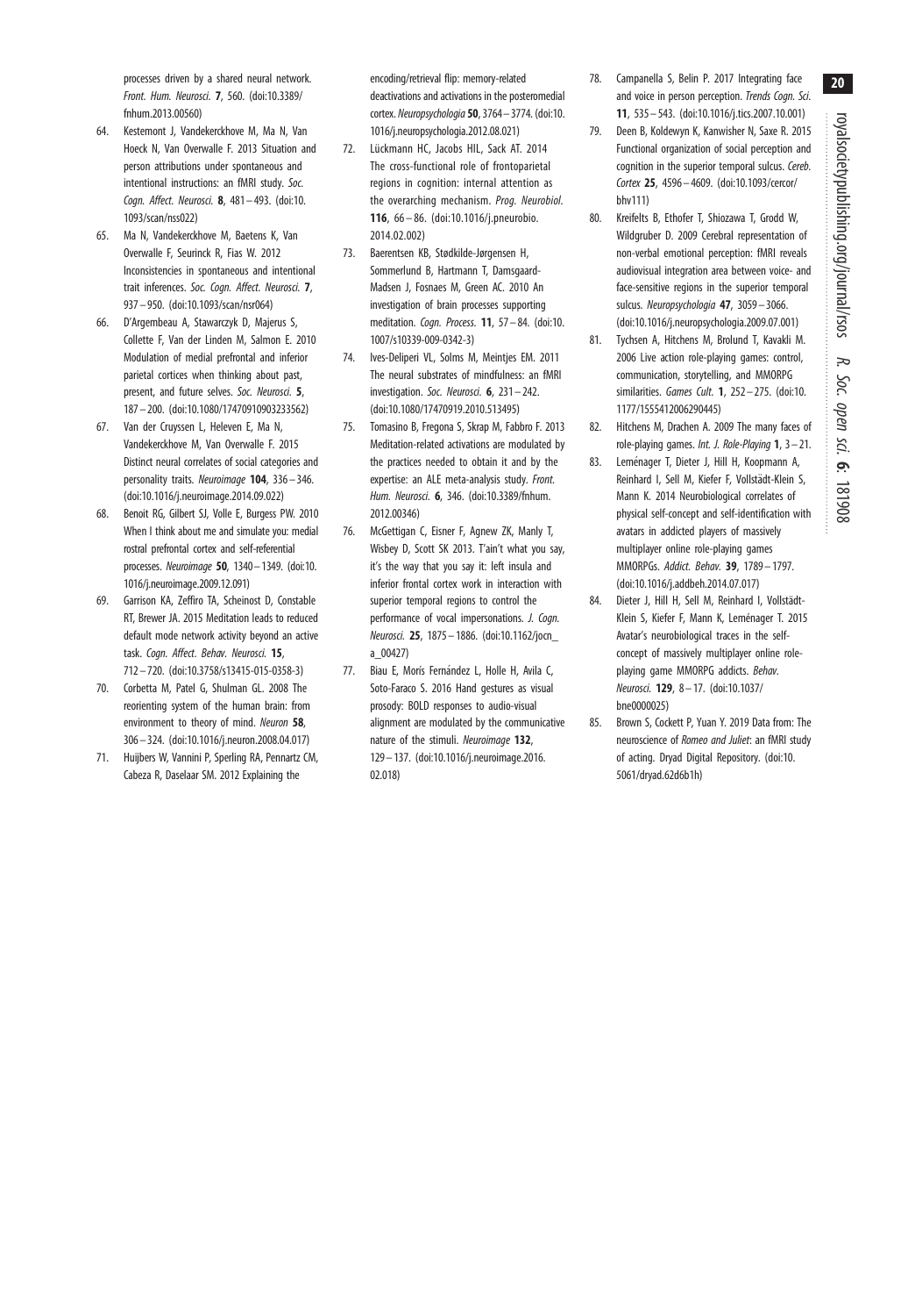processes driven by a shared neural network. *Front. Hum. Neurosci.* **7**, 560. (doi:10.3389/fnhum.2013.00560)

64. Kestemont J, Vandekerckhove M, Ma N, Van Hoeck N, Van Overwalle F. 2013 Situation and person attributions under spontaneous and intentional instructions: an fMRI study. *Soc. Cogn. Affect. Neurosci.* **8**, 481–493. (doi:10.1093/scan/nss022)
65. Ma N, Vandekerckhove M, Baetens K, Van Overwalle F, Seurinck R, Fias W. 2012 Inconsistencies in spontaneous and intentional trait inferences. *Soc. Cogn. Affect. Neurosci.* **7**, 937–950. (doi:10.1093/scan/nsr064)
66. D'Argembeau A, Stawarczyk D, Majerus S, Collette F, Van der Linden M, Salmon E. 2010 Modulation of medial prefrontal and inferior parietal cortices when thinking about past, present, and future selves. *Soc. Neurosci.* **5**, 187–200. (doi:10.1080/17470910903233562)
67. Van der Cruyssen L, Heleven E, Ma N, Vandekerckhove M, Van Overwalle F. 2015 Distinct neural correlates of social categories and personality traits. *Neuroimage* **104**, 336–346. (doi:10.1016/j.neuroimage.2014.09.022)
68. Benoit RG, Gilbert SJ, Volle E, Burgess PW. 2010 When I think about me and simulate you: medial rostral prefrontal cortex and self-referential processes. *Neuroimage* **50**, 1340–1349. (doi:10.1016/j.neuroimage.2009.12.091)
69. Garrison KA, Zeffiro TA, Scheinost D, Constable RT, Brewer JA. 2015 Meditation leads to reduced default mode network activity beyond an active task. *Cogn. Affect. Behav. Neurosci.* **15**, 712–720. (doi:10.3758/s13415-015-0358-3)
70. Corbetta M, Patel G, Shulman GL. 2008 The reorienting system of the human brain: from environment to theory of mind. *Neuron* **58**, 306–324. (doi:10.1016/j.neuron.2008.04.017)
71. Huijbers W, Vannini P, Sperling RA, Pennartz CM, Cabeza R, Daselaar SM. 2012 Explaining the encoding/retrieval flip: memory-related deactivations and activations in the posteromedial cortex. *Neuropsychologia* **50**, 3764–3774. (doi:10.1016/j.neuropsychologia.2012.08.021)
72. Lückmann HC, Jacobs HIL, Sack AT. 2014 The cross-functional role of frontoparietal regions in cognition: internal attention as the overarching mechanism. *Prog. Neurobiol.* **116**, 66–86. (doi:10.1016/j.pneurobio.2014.02.002)
73. Baerentsen KB, Stødkilde-Jørgensen H, Sommerlund B, Hartmann T, Damsgaard-Madsen J, Fosnaes M, Green AC. 2010 An investigation of brain processes supporting meditation. *Cogn. Process.* **11**, 57–84. (doi:10.1007/s10339-009-0342-3)
74. Ives-Deliperi VL, Solms M, Meintjes EM. 2011 The neural substrates of mindfulness: an fMRI investigation. *Soc. Neurosci.* **6**, 231–242. (doi:10.1080/17470919.2010.513495)
75. Tomasino B, Fregona S, Skrap M, Fabbro F. 2013 Meditation-related activations are modulated by the practices needed to obtain it and by the expertise: an ALE meta-analysis study. *Front. Hum. Neurosci.* **6**, 346. (doi:10.3389/fnhum.2012.00346)
76. McGettigan C, Eisner F, Agnew ZK, Manly T, Wisbey D, Scott SK 2013. T'ain't what you say, it's the way that you say it: left insula and inferior frontal cortex work in interaction with superior temporal regions to control the performance of vocal impersonations. *J. Cogn. Neurosci.* **25**, 1875–1886. (doi:10.1162/jocn_a_00427)
77. Biau E, Morís Fernández L, Holle H, Avila C, Soto-Faraco S. 2016 Hand gestures as visual prosody: BOLD responses to audio-visual alignment are modulated by the communicative nature of the stimuli. *Neuroimage* **132**, 129–137. (doi:10.1016/j.neuroimage.2016.02.018)
78. Campanella S, Belin P. 2017 Integrating face and voice in person perception. *Trends Cogn. Sci.* **11**, 535–543. (doi:10.1016/j.tics.2007.10.001)
79. Deen B, Koldewyn K, Kanwisher N, Saxe R. 2015 Functional organization of social perception and cognition in the superior temporal sulcus. *Cereb. Cortex* **25**, 4596–4609. (doi:10.1093/cercor/bhv111)
80. Kreifelts B, Ethofer T, Shiozawa T, Grodd W, Wildgruber D. 2009 Cerebral representation of non-verbal emotional perception: fMRI reveals audiovisual integration area between voice- and face-sensitive regions in the superior temporal sulcus. *Neuropsychologia* **47**, 3059–3066. (doi:10.1016/j.neuropsychologia.2009.07.001)
81. Tychsen A, Hitchens M, Brolund T, Kavakli M. 2006 Live action role-playing games: control, communication, storytelling, and MMORPG similarities. *Games Cult.* **1**, 252–275. (doi:10.1177/1555412006290445)
82. Hitchens M, Drachen A. 2009 The many faces of role-playing games. *Int. J. Role-Playing* **1**, 3–21.
83. Leménager T, Dieter J, Hill H, Koopmann A, Reinhard I, Sell M, Kiefer F, Vollstädt-Klein S, Mann K. 2014 Neurobiological correlates of physical self-concept and self-identification with avatars in addicted players of massively multiplayer online role-playing games MMORPGs. *Addict. Behav.* **39**, 1789–1797. (doi:10.1016/j.addbeh.2014.07.017)
84. Dieter J, Hill H, Sell M, Reinhard I, Vollstädt-Klein S, Kiefer F, Mann K, Leménager T. 2015 Avatar's neurobiological traces in the self-concept of massively multiplayer online role-playing game MMORPG addicts. *Behav. Neurosci.* **129**, 8–17. (doi:10.1037/bne0000025)
85. Brown S, Cockett P, Yuan Y. 2019 Data from: The neuroscience of *Romeo and Juliet*: an fMRI study of acting. Dryad Digital Repository. (doi:10.5061/dryad.62d6b1h)